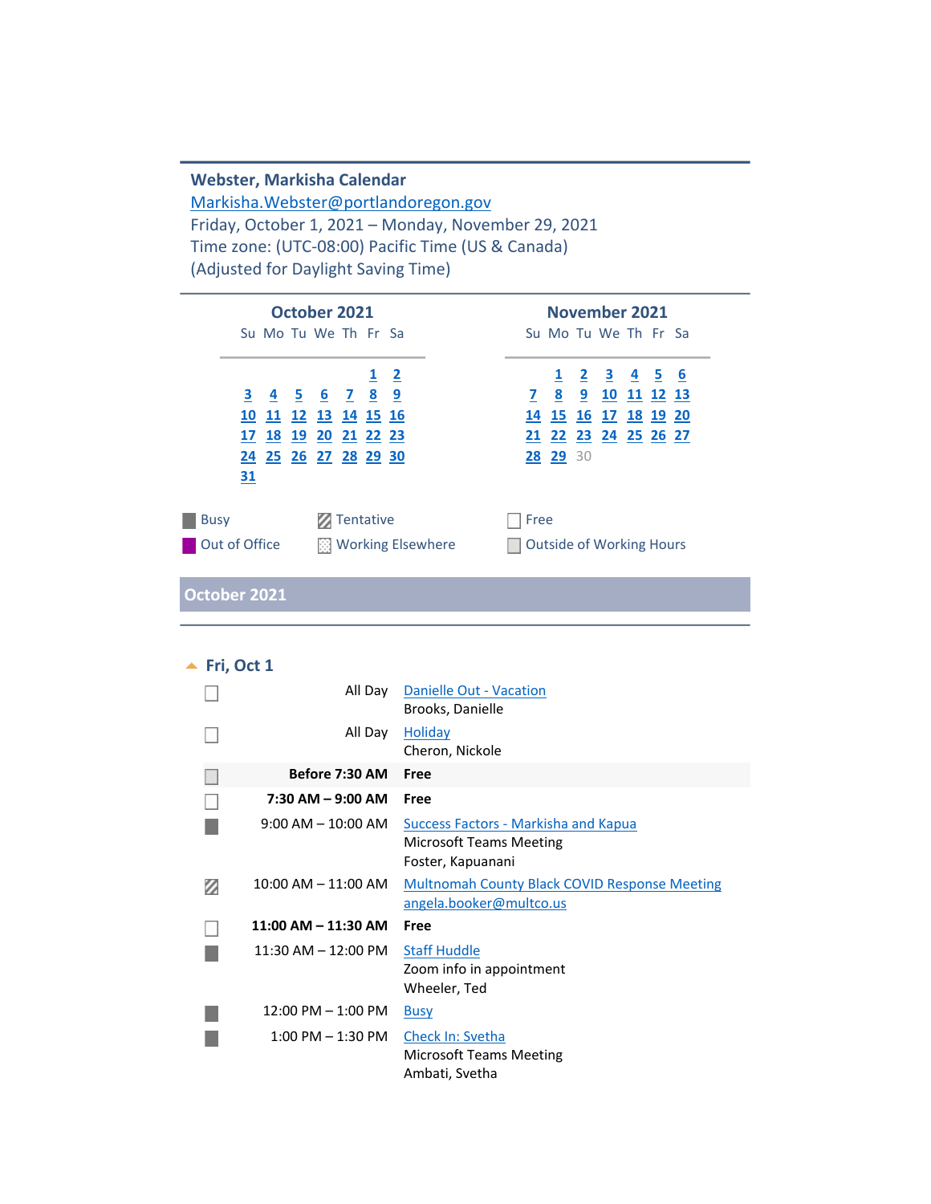**Webster, Markisha Calendar**
Markisha.Webster@portlandoregon.gov
Friday, October 1, 2021 – Monday, November 29, 2021
Time zone: (UTC-08:00) Pacific Time (US & Canada)
(Adjusted for Daylight Saving Time)

**October 2021**

| Su | Mo | Tu | We | Th | Fr | Sa |
|---|---|---|---|---|---|---|
| | | | | | 1 | 2 |
| 3 | 4 | 5 | 6 | 7 | 8 | 9 |
| 10 | 11 | 12 | 13 | 14 | 15 | 16 |
| 17 | 18 | 19 | 20 | 21 | 22 | 23 |
| 24 | 25 | 26 | 27 | 28 | 29 | 30 |
| 31 | | | | | | |

**November 2021**

| Su | Mo | Tu | We | Th | Fr | Sa |
|---|---|---|---|---|---|---|
| | 1 | 2 | 3 | 4 | 5 | 6 |
| 7 | 8 | 9 | 10 | 11 | 12 | 13 |
| 14 | 15 | 16 | 17 | 18 | 19 | 20 |
| 21 | 22 | 23 | 24 | 25 | 26 | 27 |
| 28 | 29 | 30 | | | | |

Busy | Tentative | Free
Out of Office | Working Elsewhere | Outside of Working Hours

## October 2021

### Fri, Oct 1

| Time | Event |
|---|---|
| All Day | Danielle Out - Vacation<br>Brooks, Danielle |
| All Day | Holiday<br>Cheron, Nickole |
| **Before 7:30 AM** | **Free** |
| **7:30 AM – 9:00 AM** | **Free** |
| 9:00 AM – 10:00 AM | Success Factors - Markisha and Kapua<br>Microsoft Teams Meeting<br>Foster, Kapuanani |
| 10:00 AM – 11:00 AM | Multnomah County Black COVID Response Meeting<br>angela.booker@multco.us |
| **11:00 AM – 11:30 AM** | **Free** |
| 11:30 AM – 12:00 PM | Staff Huddle<br>Zoom info in appointment<br>Wheeler, Ted |
| 12:00 PM – 1:00 PM | Busy |
| 1:00 PM – 1:30 PM | Check In: Svetha<br>Microsoft Teams Meeting<br>Ambati, Svetha |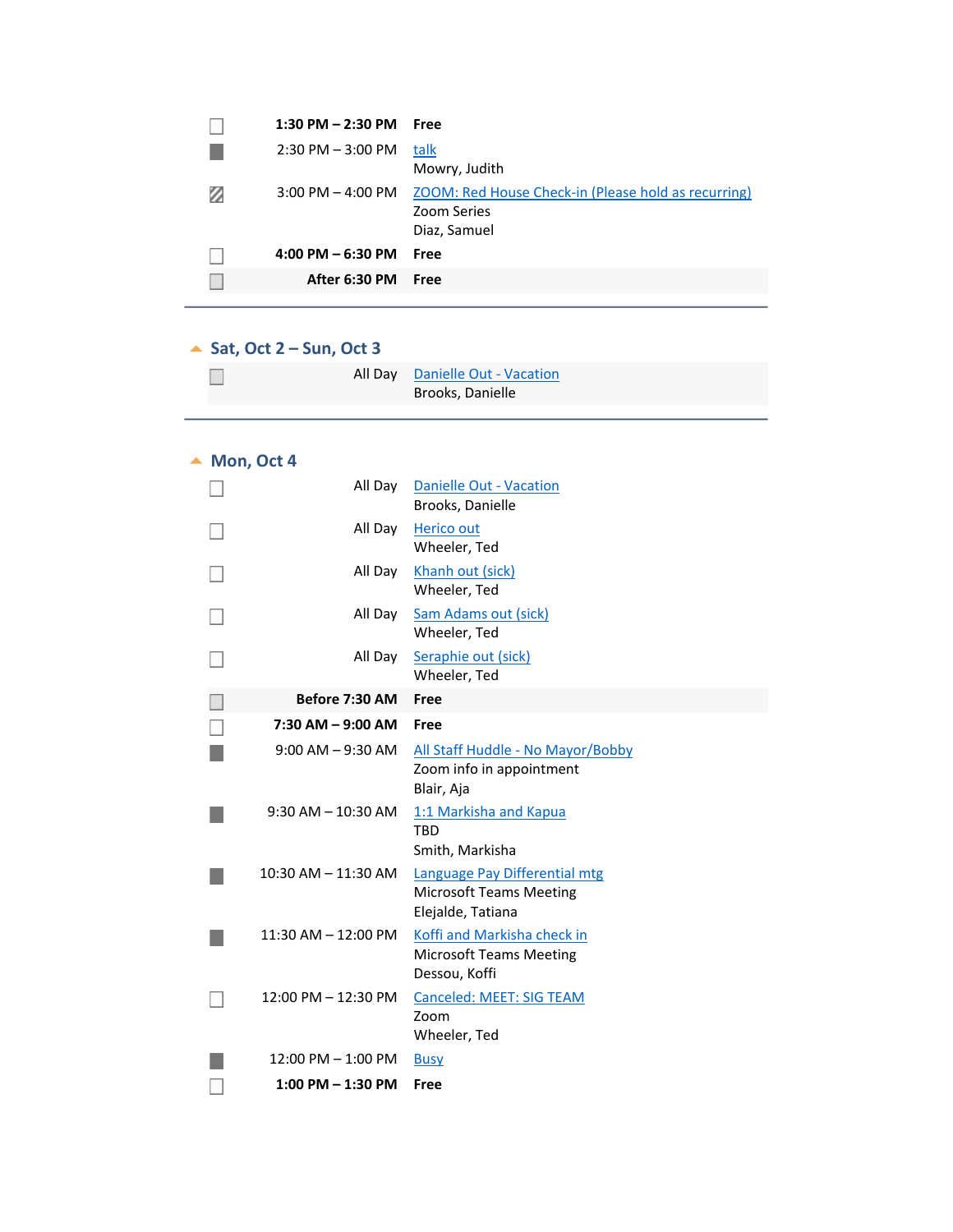| | | |
|---|---|---|
| ☐ | **1:30 PM – 2:30 PM** | **Free** |
| ■ | 2:30 PM – 3:00 PM | talk<br>Mowry, Judith |
| ▨ | 3:00 PM – 4:00 PM | ZOOM: Red House Check-in (Please hold as recurring)<br>Zoom Series<br>Diaz, Samuel |
| ☐ | **4:00 PM – 6:30 PM** | **Free** |
| ☐ | **After 6:30 PM** | **Free** |

---

## Sat, Oct 2 – Sun, Oct 3

| | | |
|---|---|---|
| ☐ | All Day | Danielle Out - Vacation<br>Brooks, Danielle |

---

## Mon, Oct 4

| | | |
|---|---|---|
| ☐ | All Day | Danielle Out - Vacation<br>Brooks, Danielle |
| ☐ | All Day | Herico out<br>Wheeler, Ted |
| ☐ | All Day | Khanh out (sick)<br>Wheeler, Ted |
| ☐ | All Day | Sam Adams out (sick)<br>Wheeler, Ted |
| ☐ | All Day | Seraphie out (sick)<br>Wheeler, Ted |
| ☐ | **Before 7:30 AM** | **Free** |
| ☐ | **7:30 AM – 9:00 AM** | **Free** |
| ■ | 9:00 AM – 9:30 AM | All Staff Huddle - No Mayor/Bobby<br>Zoom info in appointment<br>Blair, Aja |
| ■ | 9:30 AM – 10:30 AM | 1:1 Markisha and Kapua<br>TBD<br>Smith, Markisha |
| ■ | 10:30 AM – 11:30 AM | Language Pay Differential mtg<br>Microsoft Teams Meeting<br>Elejalde, Tatiana |
| ■ | 11:30 AM – 12:00 PM | Koffi and Markisha check in<br>Microsoft Teams Meeting<br>Dessou, Koffi |
| ☐ | 12:00 PM – 12:30 PM | Canceled: MEET: SIG TEAM<br>Zoom<br>Wheeler, Ted |
| ■ | 12:00 PM – 1:00 PM | Busy |
| ☐ | **1:00 PM – 1:30 PM** | **Free** |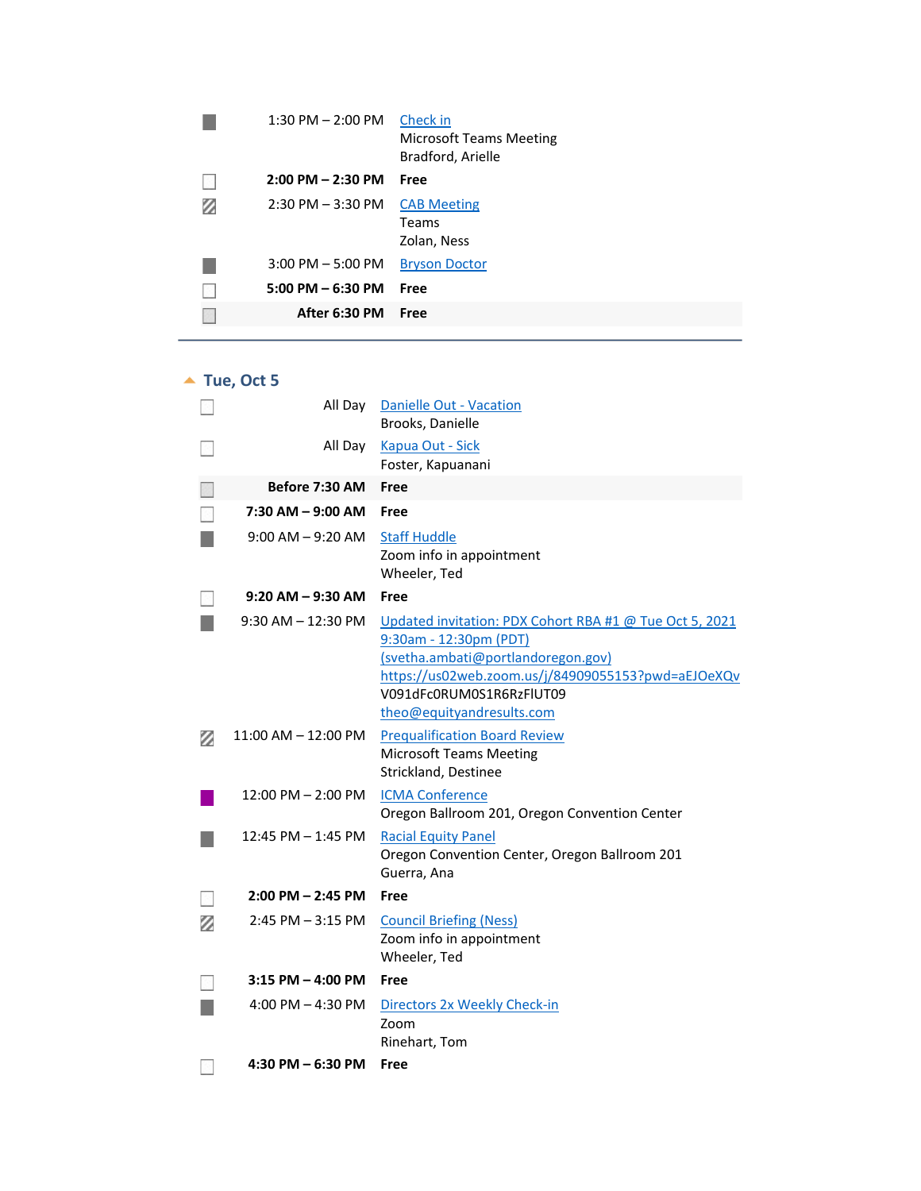| | Time | Details |
|---|---|---|
| | 1:30 PM – 2:00 PM | Check in<br>Microsoft Teams Meeting<br>Bradford, Arielle |
| | **2:00 PM – 2:30 PM** | **Free** |
| | 2:30 PM – 3:30 PM | CAB Meeting<br>Teams<br>Zolan, Ness |
| | 3:00 PM – 5:00 PM | Bryson Doctor |
| | **5:00 PM – 6:30 PM** | **Free** |
| | **After 6:30 PM** | **Free** |

## Tue, Oct 5

| | Time | Details |
|---|---|---|
| | All Day | Danielle Out - Vacation<br>Brooks, Danielle |
| | All Day | Kapua Out - Sick<br>Foster, Kapuanani |
| | **Before 7:30 AM** | **Free** |
| | **7:30 AM – 9:00 AM** | **Free** |
| | 9:00 AM – 9:20 AM | Staff Huddle<br>Zoom info in appointment<br>Wheeler, Ted |
| | **9:20 AM – 9:30 AM** | **Free** |
| | 9:30 AM – 12:30 PM | Updated invitation: PDX Cohort RBA #1 @ Tue Oct 5, 2021 9:30am - 12:30pm (PDT) (svetha.ambati@portlandoregon.gov)<br>https://us02web.zoom.us/j/84909055153?pwd=aEJOeXQv V091dFc0RUM0S1R6RzFlUT09<br>theo@equityandresults.com |
| | 11:00 AM – 12:00 PM | Prequalification Board Review<br>Microsoft Teams Meeting<br>Strickland, Destinee |
| | 12:00 PM – 2:00 PM | ICMA Conference<br>Oregon Ballroom 201, Oregon Convention Center |
| | 12:45 PM – 1:45 PM | Racial Equity Panel<br>Oregon Convention Center, Oregon Ballroom 201<br>Guerra, Ana |
| | **2:00 PM – 2:45 PM** | **Free** |
| | 2:45 PM – 3:15 PM | Council Briefing (Ness)<br>Zoom info in appointment<br>Wheeler, Ted |
| | **3:15 PM – 4:00 PM** | **Free** |
| | 4:00 PM – 4:30 PM | Directors 2x Weekly Check-in<br>Zoom<br>Rinehart, Tom |
| | **4:30 PM – 6:30 PM** | **Free** |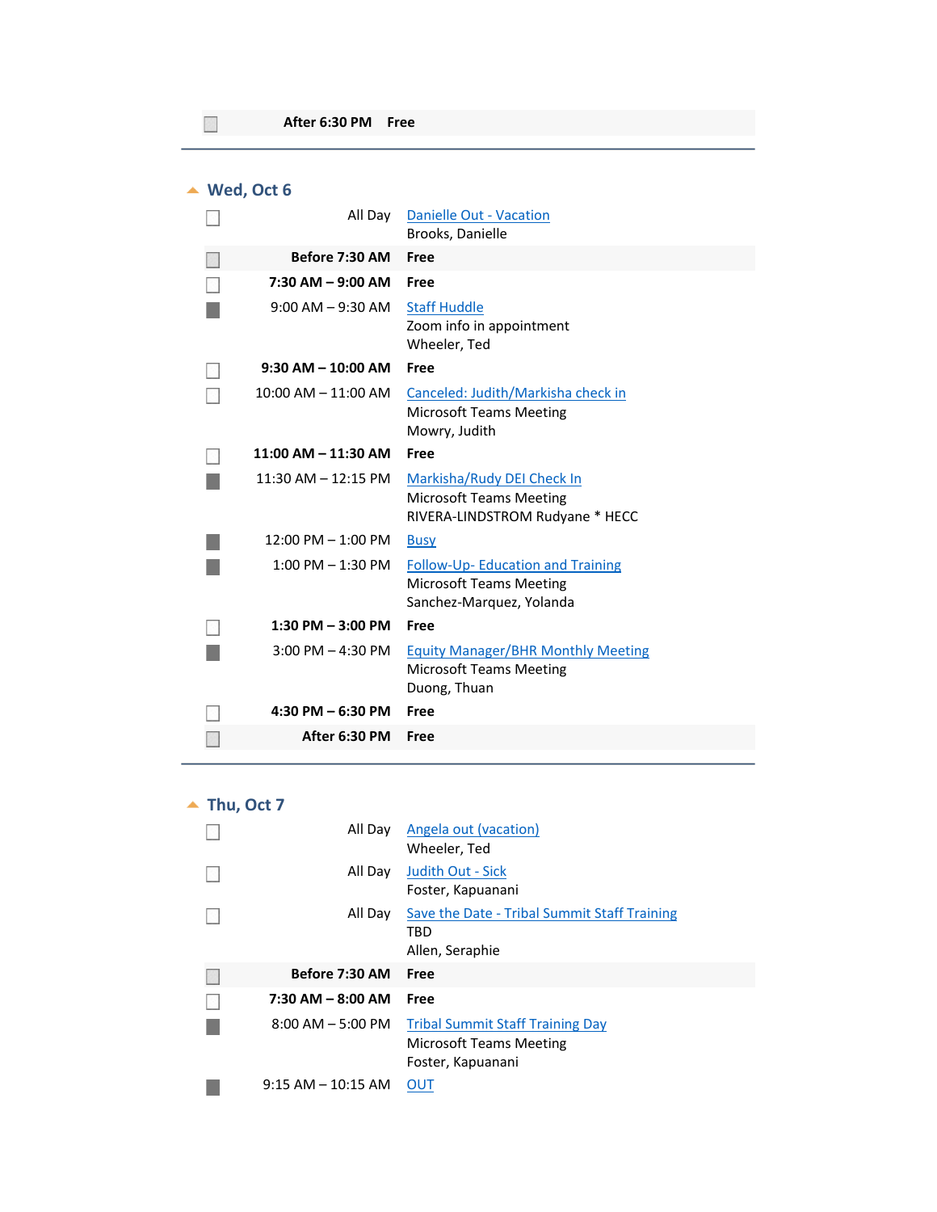| | Time | Details |
|---|---|---|
| ☐ | **After 6:30 PM** | **Free** |

## Wed, Oct 6

| | Time | Details |
|---|---|---|
| ☐ | All Day | Danielle Out - Vacation<br>Brooks, Danielle |
| ☐ | **Before 7:30 AM** | **Free** |
| ☐ | **7:30 AM – 9:00 AM** | **Free** |
| ■ | 9:00 AM – 9:30 AM | Staff Huddle<br>Zoom info in appointment<br>Wheeler, Ted |
| ☐ | **9:30 AM – 10:00 AM** | **Free** |
| ☐ | 10:00 AM – 11:00 AM | Canceled: Judith/Markisha check in<br>Microsoft Teams Meeting<br>Mowry, Judith |
| ☐ | **11:00 AM – 11:30 AM** | **Free** |
| ■ | 11:30 AM – 12:15 PM | Markisha/Rudy DEI Check In<br>Microsoft Teams Meeting<br>RIVERA-LINDSTROM Rudyane * HECC |
| ■ | 12:00 PM – 1:00 PM | Busy |
| ■ | 1:00 PM – 1:30 PM | Follow-Up- Education and Training<br>Microsoft Teams Meeting<br>Sanchez-Marquez, Yolanda |
| ☐ | **1:30 PM – 3:00 PM** | **Free** |
| ■ | 3:00 PM – 4:30 PM | Equity Manager/BHR Monthly Meeting<br>Microsoft Teams Meeting<br>Duong, Thuan |
| ☐ | **4:30 PM – 6:30 PM** | **Free** |
| ☐ | **After 6:30 PM** | **Free** |

## Thu, Oct 7

| | Time | Details |
|---|---|---|
| ☐ | All Day | Angela out (vacation)<br>Wheeler, Ted |
| ☐ | All Day | Judith Out - Sick<br>Foster, Kapuanani |
| ☐ | All Day | Save the Date - Tribal Summit Staff Training<br>TBD<br>Allen, Seraphie |
| ☐ | **Before 7:30 AM** | **Free** |
| ☐ | **7:30 AM – 8:00 AM** | **Free** |
| ■ | 8:00 AM – 5:00 PM | Tribal Summit Staff Training Day<br>Microsoft Teams Meeting<br>Foster, Kapuanani |
| ■ | 9:15 AM – 10:15 AM | OUT |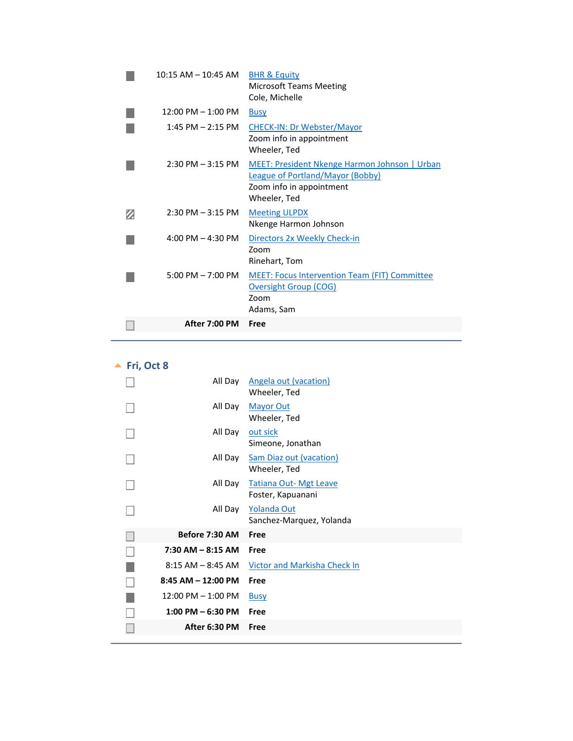| Time | Event |
| --- | --- |
| 10:15 AM – 10:45 AM | BHR & Equity<br>Microsoft Teams Meeting<br>Cole, Michelle |
| 12:00 PM – 1:00 PM | Busy |
| 1:45 PM – 2:15 PM | CHECK-IN: Dr Webster/Mayor<br>Zoom info in appointment<br>Wheeler, Ted |
| 2:30 PM – 3:15 PM | MEET: President Nkenge Harmon Johnson \| Urban League of Portland/Mayor (Bobby)<br>Zoom info in appointment<br>Wheeler, Ted |
| 2:30 PM – 3:15 PM | Meeting ULPDX<br>Nkenge Harmon Johnson |
| 4:00 PM – 4:30 PM | Directors 2x Weekly Check-in<br>Zoom<br>Rinehart, Tom |
| 5:00 PM – 7:00 PM | MEET: Focus Intervention Team (FIT) Committee Oversight Group (COG)<br>Zoom<br>Adams, Sam |
| **After 7:00 PM** | **Free** |

## Fri, Oct 8

| Time | Event |
| --- | --- |
| All Day | Angela out (vacation)<br>Wheeler, Ted |
| All Day | Mayor Out<br>Wheeler, Ted |
| All Day | out sick<br>Simeone, Jonathan |
| All Day | Sam Diaz out (vacation)<br>Wheeler, Ted |
| All Day | Tatiana Out- Mgt Leave<br>Foster, Kapuanani |
| All Day | Yolanda Out<br>Sanchez-Marquez, Yolanda |
| **Before 7:30 AM** | **Free** |
| **7:30 AM – 8:15 AM** | **Free** |
| 8:15 AM – 8:45 AM | Victor and Markisha Check In |
| **8:45 AM – 12:00 PM** | **Free** |
| 12:00 PM – 1:00 PM | Busy |
| **1:00 PM – 6:30 PM** | **Free** |
| **After 6:30 PM** | **Free** |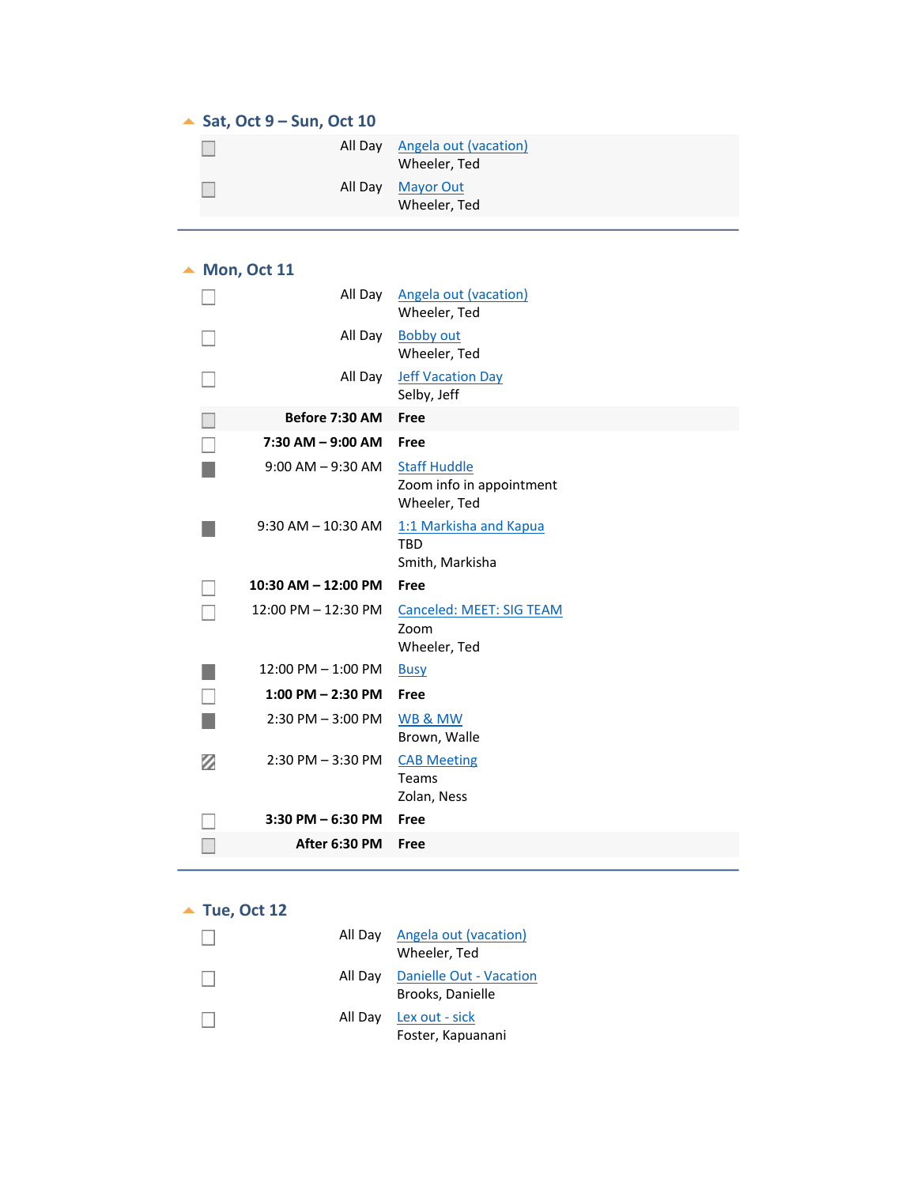## Sat, Oct 9 – Sun, Oct 10

| Time | Event |
|---|---|
| All Day | Angela out (vacation)<br>Wheeler, Ted |
| All Day | Mayor Out<br>Wheeler, Ted |

## Mon, Oct 11

| Time | Event |
|---|---|
| All Day | Angela out (vacation)<br>Wheeler, Ted |
| All Day | Bobby out<br>Wheeler, Ted |
| All Day | Jeff Vacation Day<br>Selby, Jeff |
| **Before 7:30 AM** | **Free** |
| **7:30 AM – 9:00 AM** | **Free** |
| 9:00 AM – 9:30 AM | Staff Huddle<br>Zoom info in appointment<br>Wheeler, Ted |
| 9:30 AM – 10:30 AM | 1:1 Markisha and Kapua<br>TBD<br>Smith, Markisha |
| **10:30 AM – 12:00 PM** | **Free** |
| 12:00 PM – 12:30 PM | Canceled: MEET: SIG TEAM<br>Zoom<br>Wheeler, Ted |
| 12:00 PM – 1:00 PM | Busy |
| **1:00 PM – 2:30 PM** | **Free** |
| 2:30 PM – 3:00 PM | WB & MW<br>Brown, Walle |
| 2:30 PM – 3:30 PM | CAB Meeting<br>Teams<br>Zolan, Ness |
| **3:30 PM – 6:30 PM** | **Free** |
| **After 6:30 PM** | **Free** |

## Tue, Oct 12

| Time | Event |
|---|---|
| All Day | Angela out (vacation)<br>Wheeler, Ted |
| All Day | Danielle Out - Vacation<br>Brooks, Danielle |
| All Day | Lex out - sick<br>Foster, Kapuanani |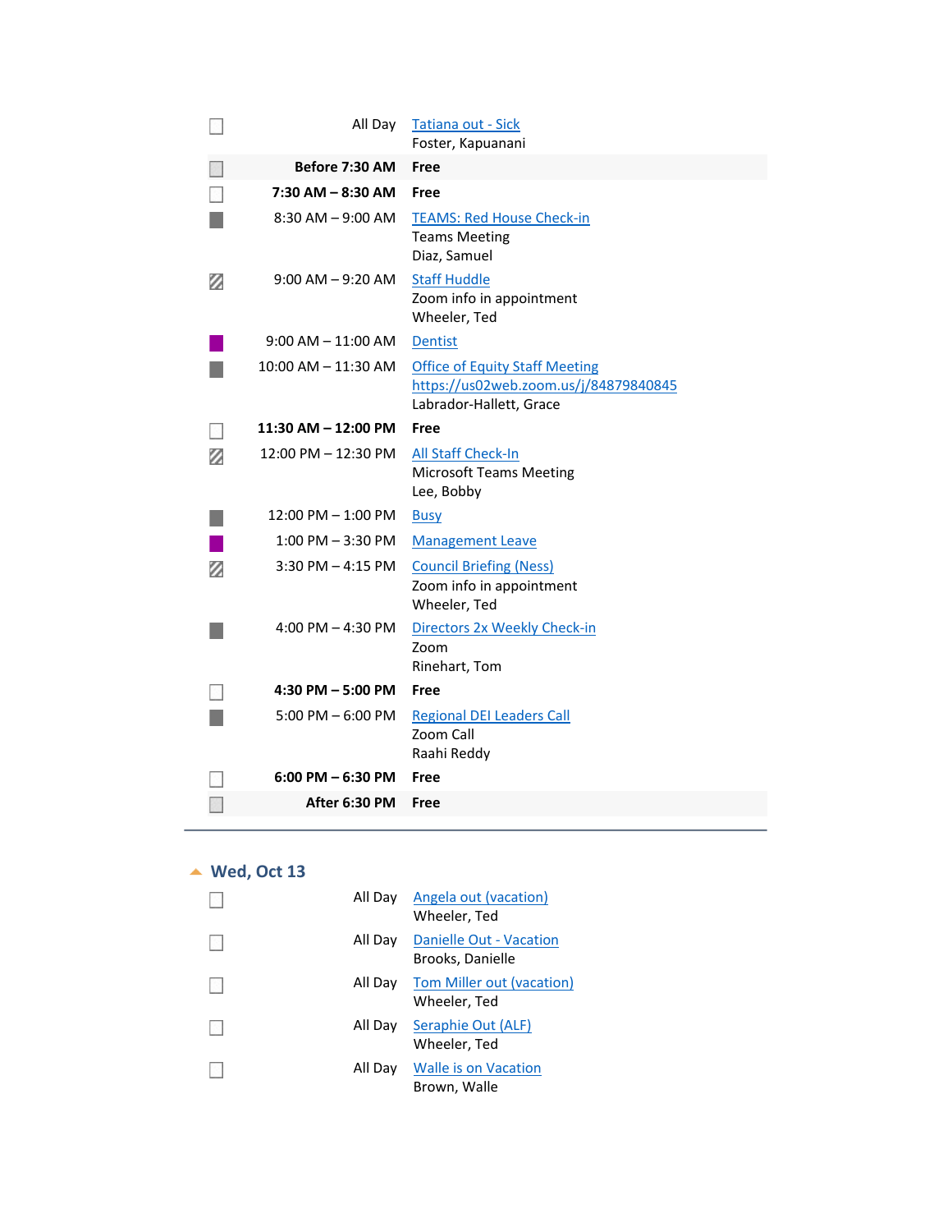| Time | Event |
|---|---|
| All Day | Tatiana out - Sick<br>Foster, Kapuanani |
| **Before 7:30 AM** | **Free** |
| **7:30 AM – 8:30 AM** | **Free** |
| 8:30 AM – 9:00 AM | TEAMS: Red House Check-in<br>Teams Meeting<br>Diaz, Samuel |
| 9:00 AM – 9:20 AM | Staff Huddle<br>Zoom info in appointment<br>Wheeler, Ted |
| 9:00 AM – 11:00 AM | Dentist |
| 10:00 AM – 11:30 AM | Office of Equity Staff Meeting<br>https://us02web.zoom.us/j/84879840845<br>Labrador-Hallett, Grace |
| **11:30 AM – 12:00 PM** | **Free** |
| 12:00 PM – 12:30 PM | All Staff Check-In<br>Microsoft Teams Meeting<br>Lee, Bobby |
| 12:00 PM – 1:00 PM | Busy |
| 1:00 PM – 3:30 PM | Management Leave |
| 3:30 PM – 4:15 PM | Council Briefing (Ness)<br>Zoom info in appointment<br>Wheeler, Ted |
| 4:00 PM – 4:30 PM | Directors 2x Weekly Check-in<br>Zoom<br>Rinehart, Tom |
| **4:30 PM – 5:00 PM** | **Free** |
| 5:00 PM – 6:00 PM | Regional DEI Leaders Call<br>Zoom Call<br>Raahi Reddy |
| **6:00 PM – 6:30 PM** | **Free** |
| **After 6:30 PM** | **Free** |

## Wed, Oct 13

| Time | Event |
|---|---|
| All Day | Angela out (vacation)<br>Wheeler, Ted |
| All Day | Danielle Out - Vacation<br>Brooks, Danielle |
| All Day | Tom Miller out (vacation)<br>Wheeler, Ted |
| All Day | Seraphie Out (ALF)<br>Wheeler, Ted |
| All Day | Walle is on Vacation<br>Brown, Walle |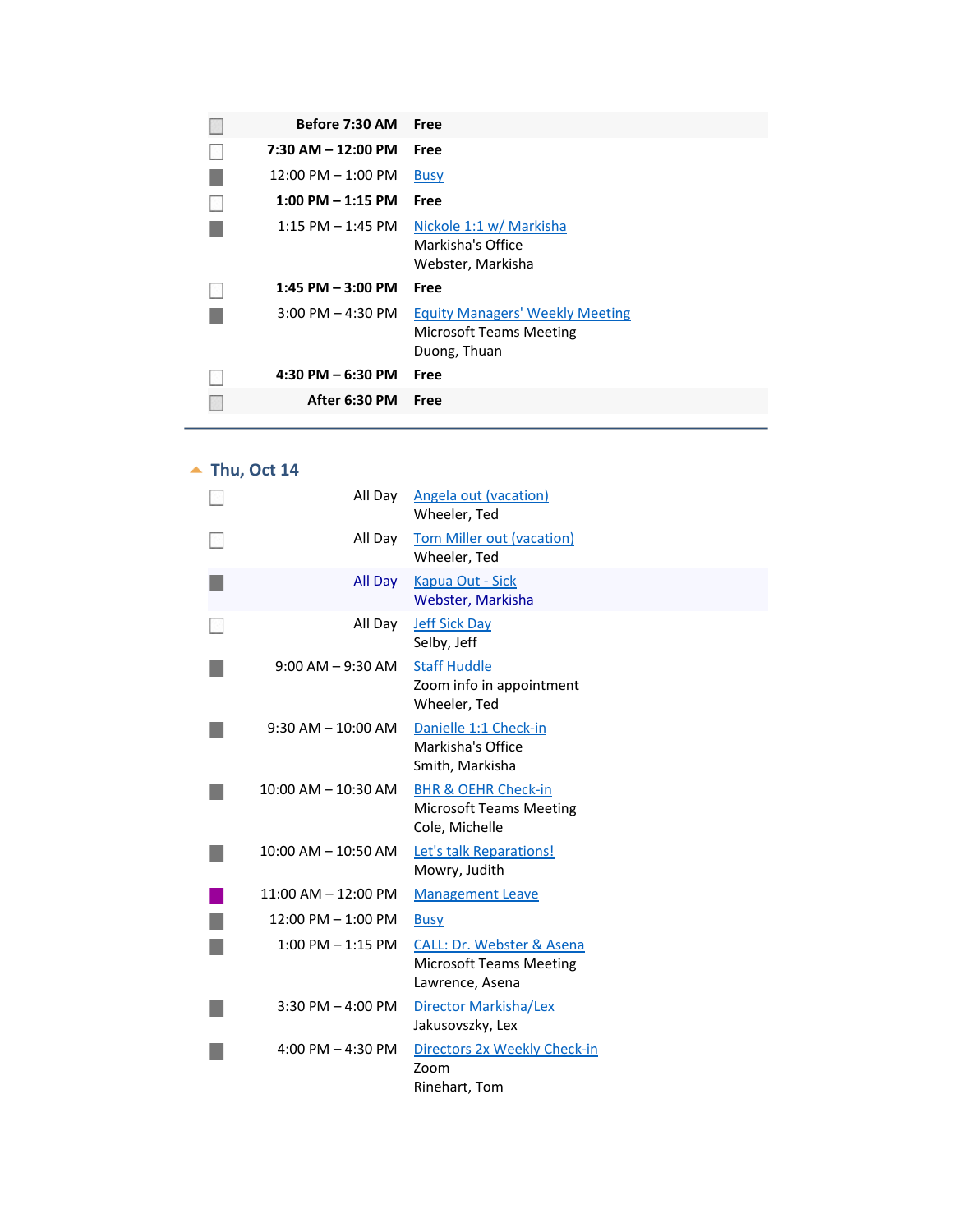| Time | Details |
|---|---|
| **Before 7:30 AM** | **Free** |
| **7:30 AM – 12:00 PM** | **Free** |
| 12:00 PM – 1:00 PM | Busy |
| **1:00 PM – 1:15 PM** | **Free** |
| 1:15 PM – 1:45 PM | Nickole 1:1 w/ Markisha<br>Markisha's Office<br>Webster, Markisha |
| **1:45 PM – 3:00 PM** | **Free** |
| 3:00 PM – 4:30 PM | Equity Managers' Weekly Meeting<br>Microsoft Teams Meeting<br>Duong, Thuan |
| **4:30 PM – 6:30 PM** | **Free** |
| **After 6:30 PM** | **Free** |

## Thu, Oct 14

| Time | Details |
|---|---|
| All Day | Angela out (vacation)<br>Wheeler, Ted |
| All Day | Tom Miller out (vacation)<br>Wheeler, Ted |
| All Day | Kapua Out - Sick<br>Webster, Markisha |
| All Day | Jeff Sick Day<br>Selby, Jeff |
| 9:00 AM – 9:30 AM | Staff Huddle<br>Zoom info in appointment<br>Wheeler, Ted |
| 9:30 AM – 10:00 AM | Danielle 1:1 Check-in<br>Markisha's Office<br>Smith, Markisha |
| 10:00 AM – 10:30 AM | BHR & OEHR Check-in<br>Microsoft Teams Meeting<br>Cole, Michelle |
| 10:00 AM – 10:50 AM | Let's talk Reparations!<br>Mowry, Judith |
| 11:00 AM – 12:00 PM | Management Leave |
| 12:00 PM – 1:00 PM | Busy |
| 1:00 PM – 1:15 PM | CALL: Dr. Webster & Asena<br>Microsoft Teams Meeting<br>Lawrence, Asena |
| 3:30 PM – 4:00 PM | Director Markisha/Lex<br>Jakusovszky, Lex |
| 4:00 PM – 4:30 PM | Directors 2x Weekly Check-in<br>Zoom<br>Rinehart, Tom |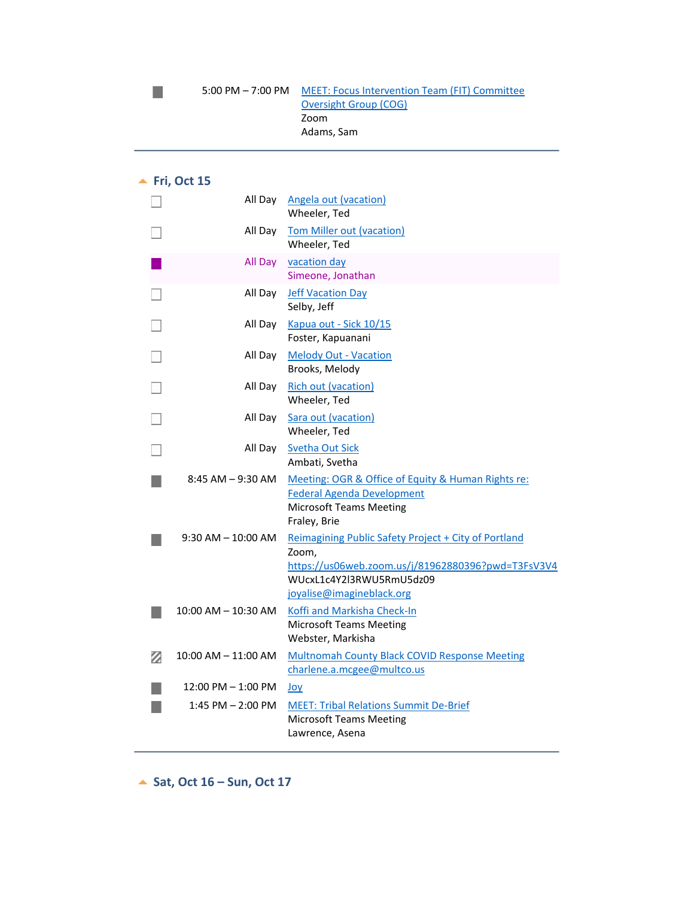5:00 PM – 7:00 PM [MEET: Focus Intervention Team (FIT) Committee Oversight Group (COG)]
Zoom
Adams, Sam

---

## Fri, Oct 15

| Time | Event |
|---|---|
| All Day | Angela out (vacation)<br>Wheeler, Ted |
| All Day | Tom Miller out (vacation)<br>Wheeler, Ted |
| All Day | vacation day<br>Simeone, Jonathan |
| All Day | Jeff Vacation Day<br>Selby, Jeff |
| All Day | Kapua out - Sick 10/15<br>Foster, Kapuanani |
| All Day | Melody Out - Vacation<br>Brooks, Melody |
| All Day | Rich out (vacation)<br>Wheeler, Ted |
| All Day | Sara out (vacation)<br>Wheeler, Ted |
| All Day | Svetha Out Sick<br>Ambati, Svetha |
| 8:45 AM – 9:30 AM | Meeting: OGR & Office of Equity & Human Rights re: Federal Agenda Development<br>Microsoft Teams Meeting<br>Fraley, Brie |
| 9:30 AM – 10:00 AM | Reimagining Public Safety Project + City of Portland<br>Zoom,<br>https://us06web.zoom.us/j/81962880396?pwd=T3FsV3V4WUcxL1c4Y2l3RWU5RmU5dz09<br>joyalise@imagineblack.org |
| 10:00 AM – 10:30 AM | Koffi and Markisha Check-In<br>Microsoft Teams Meeting<br>Webster, Markisha |
| 10:00 AM – 11:00 AM | Multnomah County Black COVID Response Meeting<br>charlene.a.mcgee@multco.us |
| 12:00 PM – 1:00 PM | Joy |
| 1:45 PM – 2:00 PM | MEET: Tribal Relations Summit De-Brief<br>Microsoft Teams Meeting<br>Lawrence, Asena |

---

## Sat, Oct 16 – Sun, Oct 17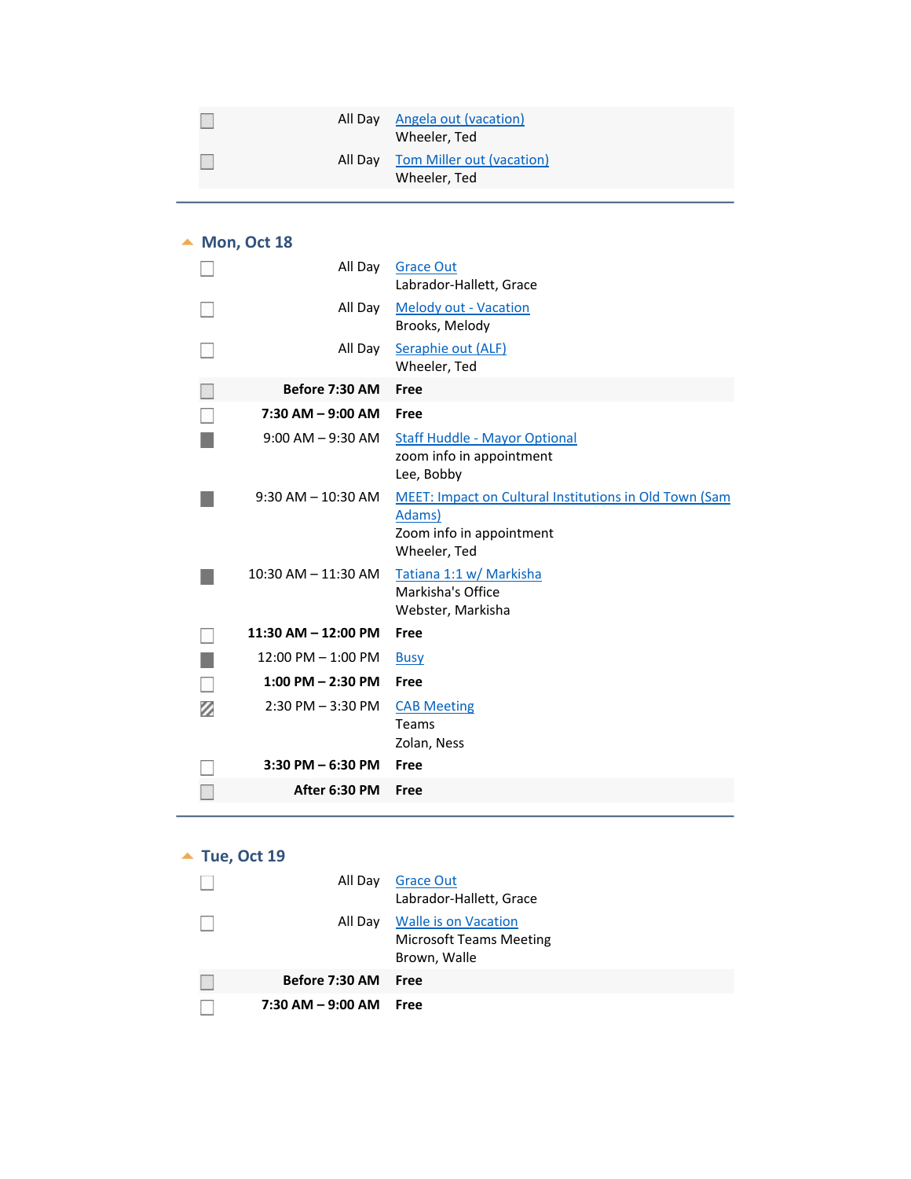| Time | Event |
|---|---|
| All Day | Angela out (vacation)<br>Wheeler, Ted |
| All Day | Tom Miller out (vacation)<br>Wheeler, Ted |

## Mon, Oct 18

| Time | Event |
|---|---|
| All Day | Grace Out<br>Labrador-Hallett, Grace |
| All Day | Melody out - Vacation<br>Brooks, Melody |
| All Day | Seraphie out (ALF)<br>Wheeler, Ted |
| **Before 7:30 AM** | **Free** |
| **7:30 AM – 9:00 AM** | **Free** |
| 9:00 AM – 9:30 AM | Staff Huddle - Mayor Optional<br>zoom info in appointment<br>Lee, Bobby |
| 9:30 AM – 10:30 AM | MEET: Impact on Cultural Institutions in Old Town (Sam Adams)<br>Zoom info in appointment<br>Wheeler, Ted |
| 10:30 AM – 11:30 AM | Tatiana 1:1 w/ Markisha<br>Markisha's Office<br>Webster, Markisha |
| **11:30 AM – 12:00 PM** | **Free** |
| 12:00 PM – 1:00 PM | Busy |
| **1:00 PM – 2:30 PM** | **Free** |
| 2:30 PM – 3:30 PM | CAB Meeting<br>Teams<br>Zolan, Ness |
| **3:30 PM – 6:30 PM** | **Free** |
| **After 6:30 PM** | **Free** |

## Tue, Oct 19

| Time | Event |
|---|---|
| All Day | Grace Out<br>Labrador-Hallett, Grace |
| All Day | Walle is on Vacation<br>Microsoft Teams Meeting<br>Brown, Walle |
| **Before 7:30 AM** | **Free** |
| **7:30 AM – 9:00 AM** | **Free** |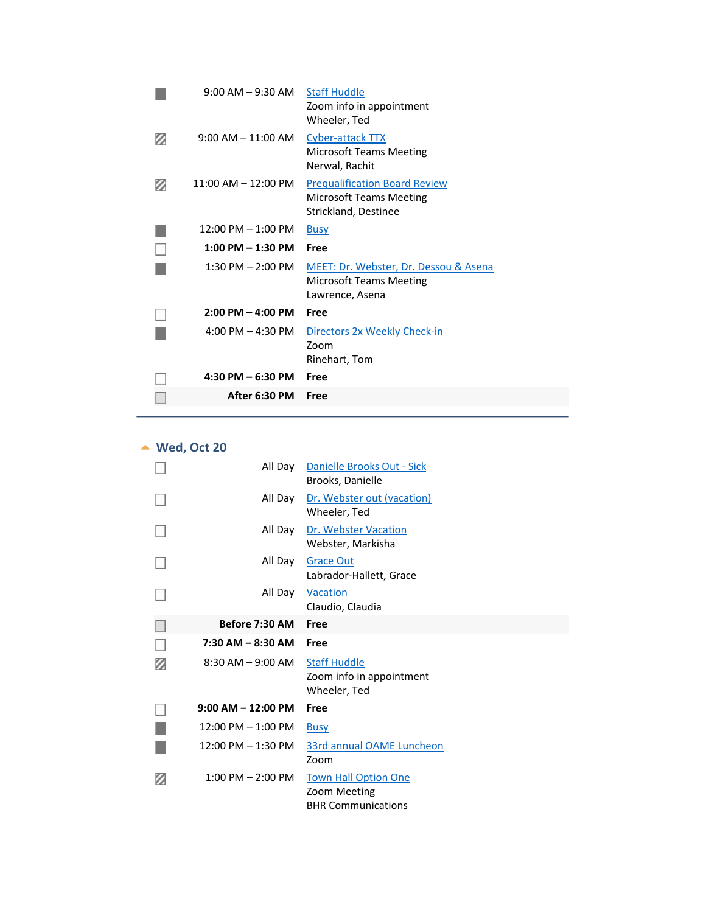| | Time | Details |
|---|---|---|
| | 9:00 AM – 9:30 AM | Staff Huddle<br>Zoom info in appointment<br>Wheeler, Ted |
| | 9:00 AM – 11:00 AM | Cyber-attack TTX<br>Microsoft Teams Meeting<br>Nerwal, Rachit |
| | 11:00 AM – 12:00 PM | Prequalification Board Review<br>Microsoft Teams Meeting<br>Strickland, Destinee |
| | 12:00 PM – 1:00 PM | Busy |
| | **1:00 PM – 1:30 PM** | **Free** |
| | 1:30 PM – 2:00 PM | MEET: Dr. Webster, Dr. Dessou & Asena<br>Microsoft Teams Meeting<br>Lawrence, Asena |
| | **2:00 PM – 4:00 PM** | **Free** |
| | 4:00 PM – 4:30 PM | Directors 2x Weekly Check-in<br>Zoom<br>Rinehart, Tom |
| | **4:30 PM – 6:30 PM** | **Free** |
| | **After 6:30 PM** | **Free** |

## Wed, Oct 20

| | Time | Details |
|---|---|---|
| | All Day | Danielle Brooks Out - Sick<br>Brooks, Danielle |
| | All Day | Dr. Webster out (vacation)<br>Wheeler, Ted |
| | All Day | Dr. Webster Vacation<br>Webster, Markisha |
| | All Day | Grace Out<br>Labrador-Hallett, Grace |
| | All Day | Vacation<br>Claudio, Claudia |
| | **Before 7:30 AM** | **Free** |
| | **7:30 AM – 8:30 AM** | **Free** |
| | 8:30 AM – 9:00 AM | Staff Huddle<br>Zoom info in appointment<br>Wheeler, Ted |
| | **9:00 AM – 12:00 PM** | **Free** |
| | 12:00 PM – 1:00 PM | Busy |
| | 12:00 PM – 1:30 PM | 33rd annual OAME Luncheon<br>Zoom |
| | 1:00 PM – 2:00 PM | Town Hall Option One<br>Zoom Meeting<br>BHR Communications |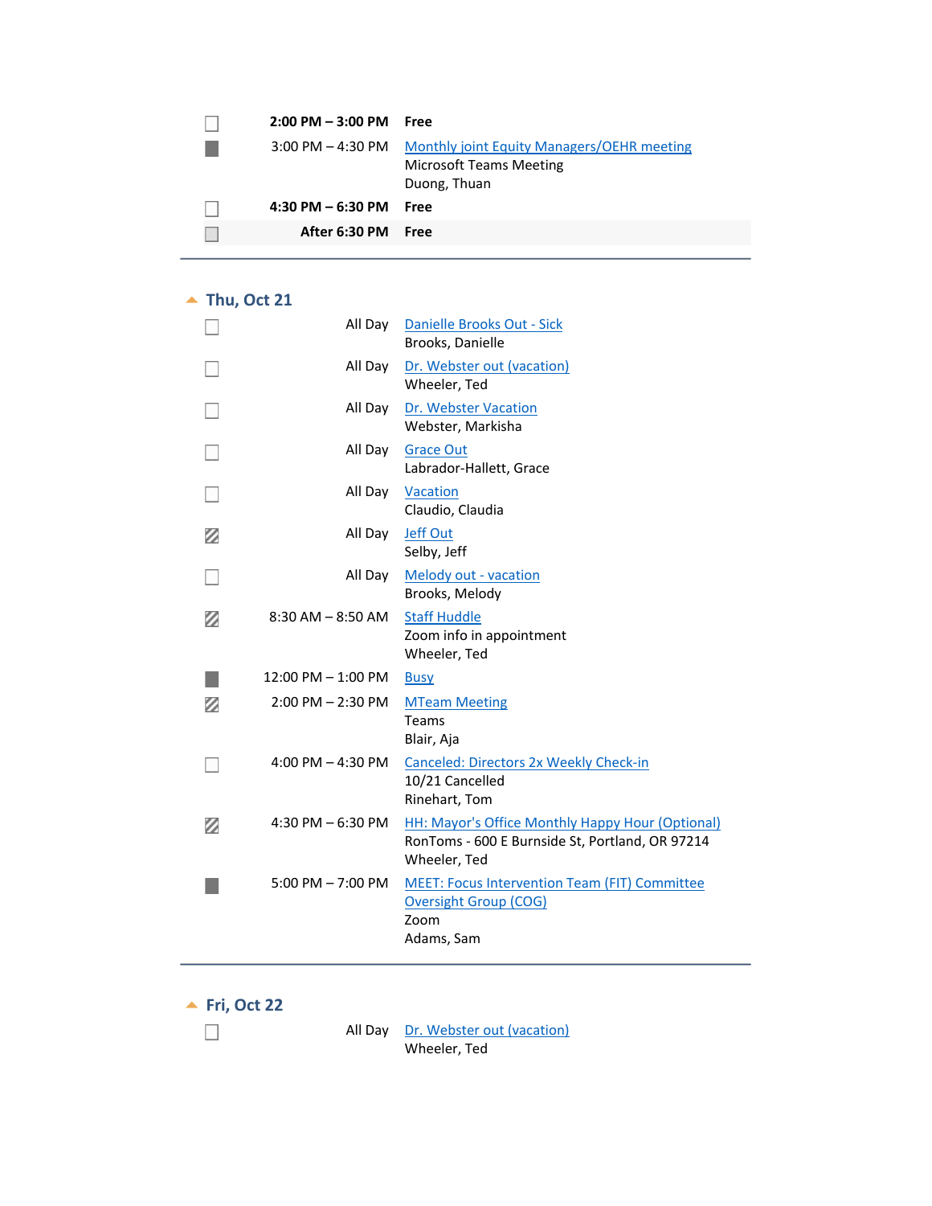| | | |
|---|---|---|
| ☐ | **2:00 PM – 3:00 PM** | **Free** |
| ■ | 3:00 PM – 4:30 PM | Monthly joint Equity Managers/OEHR meeting<br>Microsoft Teams Meeting<br>Duong, Thuan |
| ☐ | **4:30 PM – 6:30 PM** | **Free** |
| ☐ | **After 6:30 PM** | **Free** |

---

## Thu, Oct 21

| | | |
|---|---|---|
| ☐ | All Day | Danielle Brooks Out - Sick<br>Brooks, Danielle |
| ☐ | All Day | Dr. Webster out (vacation)<br>Wheeler, Ted |
| ☐ | All Day | Dr. Webster Vacation<br>Webster, Markisha |
| ☐ | All Day | Grace Out<br>Labrador-Hallett, Grace |
| ☐ | All Day | Vacation<br>Claudio, Claudia |
| ▨ | All Day | Jeff Out<br>Selby, Jeff |
| ☐ | All Day | Melody out - vacation<br>Brooks, Melody |
| ▨ | 8:30 AM – 8:50 AM | Staff Huddle<br>Zoom info in appointment<br>Wheeler, Ted |
| ■ | 12:00 PM – 1:00 PM | Busy |
| ▨ | 2:00 PM – 2:30 PM | MTeam Meeting<br>Teams<br>Blair, Aja |
| ☐ | 4:00 PM – 4:30 PM | Canceled: Directors 2x Weekly Check-in<br>10/21 Cancelled<br>Rinehart, Tom |
| ▨ | 4:30 PM – 6:30 PM | HH: Mayor's Office Monthly Happy Hour (Optional)<br>RonToms - 600 E Burnside St, Portland, OR 97214<br>Wheeler, Ted |
| ■ | 5:00 PM – 7:00 PM | MEET: Focus Intervention Team (FIT) Committee Oversight Group (COG)<br>Zoom<br>Adams, Sam |

---

## Fri, Oct 22

| | | |
|---|---|---|
| ☐ | All Day | Dr. Webster out (vacation)<br>Wheeler, Ted |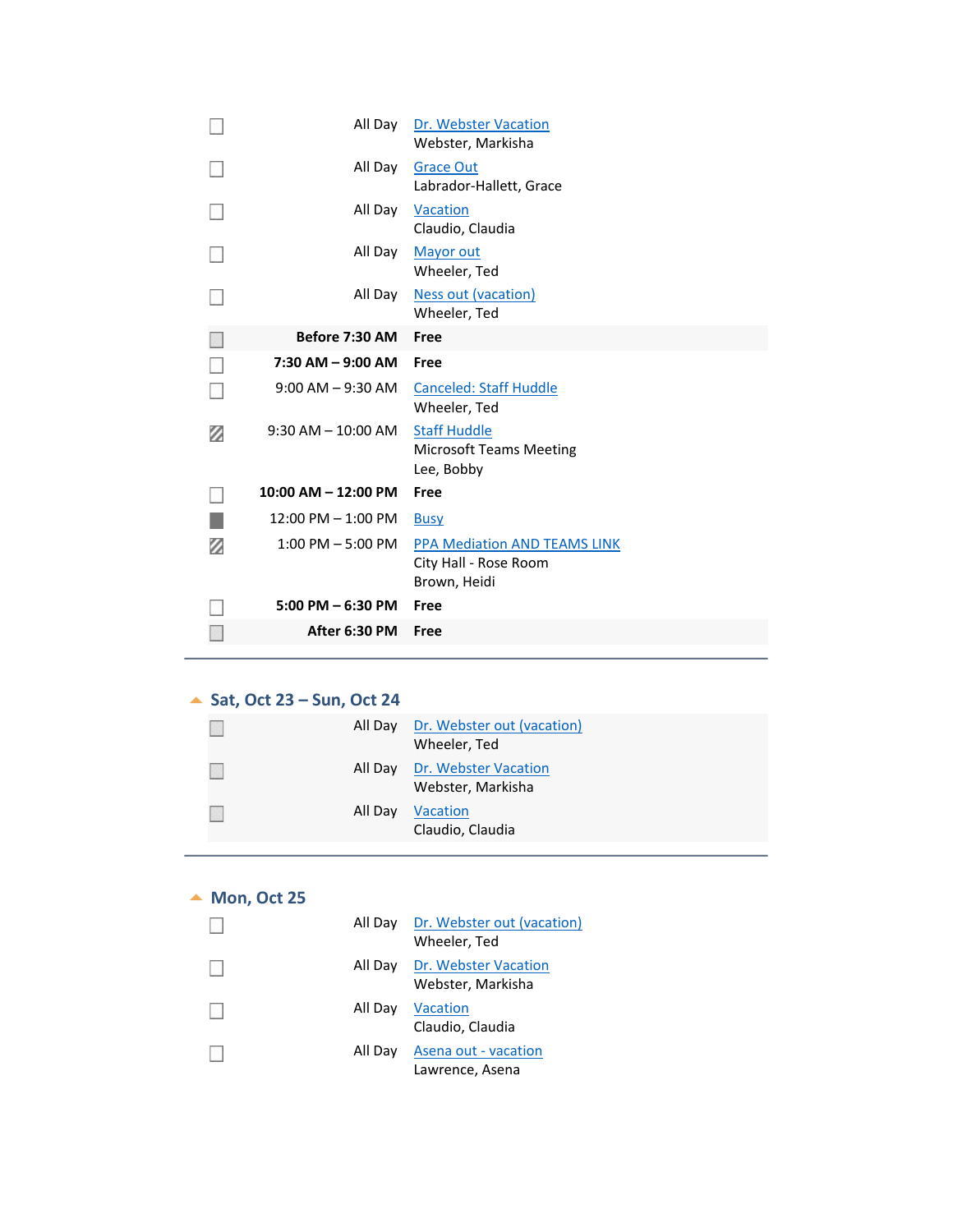| | Time | Event |
|---|---|---|
| ☐ | All Day | Dr. Webster Vacation<br>Webster, Markisha |
| ☐ | All Day | Grace Out<br>Labrador-Hallett, Grace |
| ☐ | All Day | Vacation<br>Claudio, Claudia |
| ☐ | All Day | Mayor out<br>Wheeler, Ted |
| ☐ | All Day | Ness out (vacation)<br>Wheeler, Ted |
| ☐ | **Before 7:30 AM** | **Free** |
| ☐ | **7:30 AM – 9:00 AM** | **Free** |
| ☐ | 9:00 AM – 9:30 AM | Canceled: Staff Huddle<br>Wheeler, Ted |
| ☐ | 9:30 AM – 10:00 AM | Staff Huddle<br>Microsoft Teams Meeting<br>Lee, Bobby |
| ☐ | **10:00 AM – 12:00 PM** | **Free** |
| ■ | 12:00 PM – 1:00 PM | Busy |
| ☐ | 1:00 PM – 5:00 PM | PPA Mediation AND TEAMS LINK<br>City Hall - Rose Room<br>Brown, Heidi |
| ☐ | **5:00 PM – 6:30 PM** | **Free** |
| ☐ | **After 6:30 PM** | **Free** |

## Sat, Oct 23 – Sun, Oct 24

| | Time | Event |
|---|---|---|
| ☐ | All Day | Dr. Webster out (vacation)<br>Wheeler, Ted |
| ☐ | All Day | Dr. Webster Vacation<br>Webster, Markisha |
| ☐ | All Day | Vacation<br>Claudio, Claudia |

## Mon, Oct 25

| | Time | Event |
|---|---|---|
| ☐ | All Day | Dr. Webster out (vacation)<br>Wheeler, Ted |
| ☐ | All Day | Dr. Webster Vacation<br>Webster, Markisha |
| ☐ | All Day | Vacation<br>Claudio, Claudia |
| ☐ | All Day | Asena out - vacation<br>Lawrence, Asena |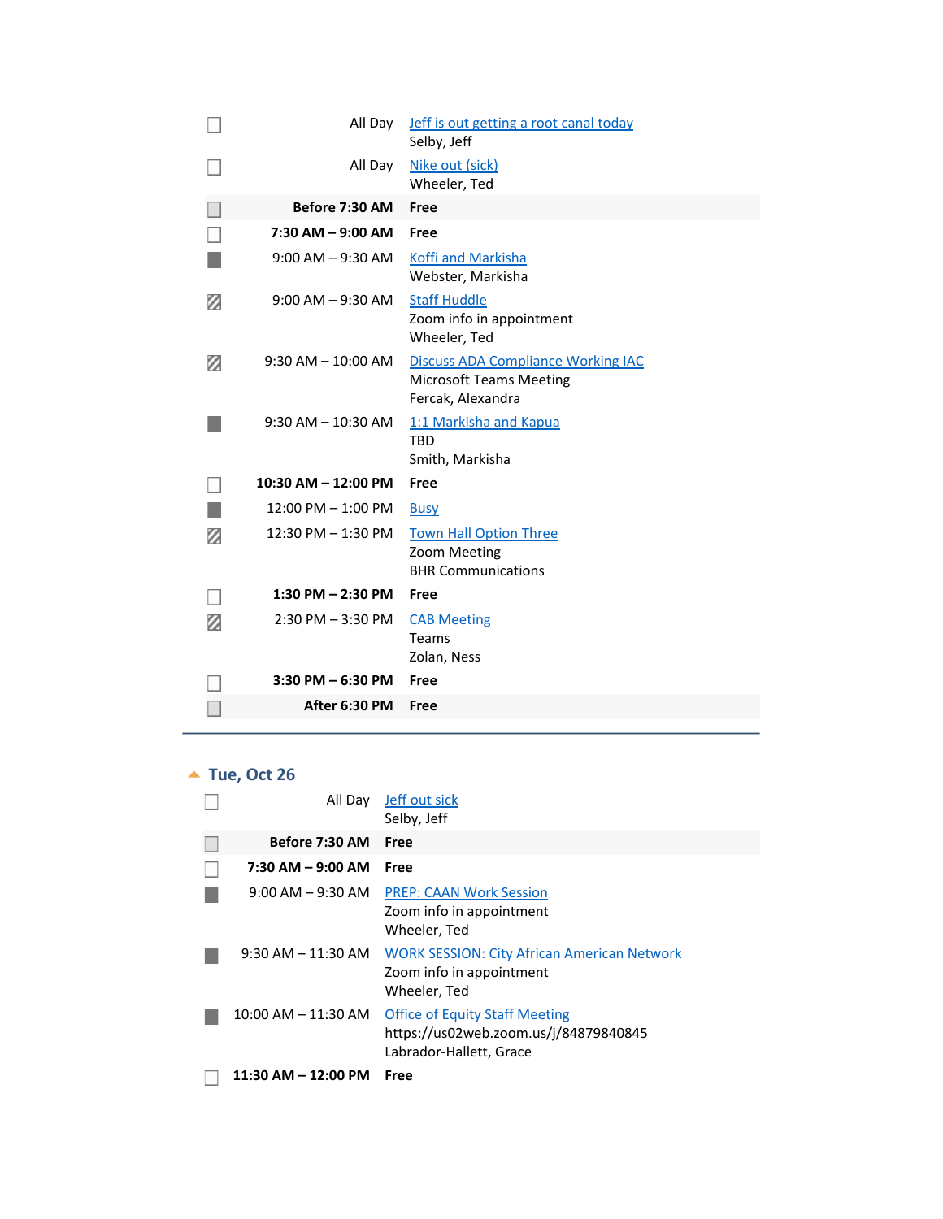| Time | Event |
|---|---|
| All Day | Jeff is out getting a root canal today<br>Selby, Jeff |
| All Day | Nike out (sick)<br>Wheeler, Ted |
| **Before 7:30 AM** | **Free** |
| **7:30 AM – 9:00 AM** | **Free** |
| 9:00 AM – 9:30 AM | Koffi and Markisha<br>Webster, Markisha |
| 9:00 AM – 9:30 AM | Staff Huddle<br>Zoom info in appointment<br>Wheeler, Ted |
| 9:30 AM – 10:00 AM | Discuss ADA Compliance Working IAC<br>Microsoft Teams Meeting<br>Fercak, Alexandra |
| 9:30 AM – 10:30 AM | 1:1 Markisha and Kapua<br>TBD<br>Smith, Markisha |
| **10:30 AM – 12:00 PM** | **Free** |
| 12:00 PM – 1:00 PM | Busy |
| 12:30 PM – 1:30 PM | Town Hall Option Three<br>Zoom Meeting<br>BHR Communications |
| **1:30 PM – 2:30 PM** | **Free** |
| 2:30 PM – 3:30 PM | CAB Meeting<br>Teams<br>Zolan, Ness |
| **3:30 PM – 6:30 PM** | **Free** |
| **After 6:30 PM** | **Free** |

## Tue, Oct 26

| Time | Event |
|---|---|
| All Day | Jeff out sick<br>Selby, Jeff |
| **Before 7:30 AM** | **Free** |
| **7:30 AM – 9:00 AM** | **Free** |
| 9:00 AM – 9:30 AM | PREP: CAAN Work Session<br>Zoom info in appointment<br>Wheeler, Ted |
| 9:30 AM – 11:30 AM | WORK SESSION: City African American Network<br>Zoom info in appointment<br>Wheeler, Ted |
| 10:00 AM – 11:30 AM | Office of Equity Staff Meeting<br>https://us02web.zoom.us/j/84879840845<br>Labrador-Hallett, Grace |
| **11:30 AM – 12:00 PM** | **Free** |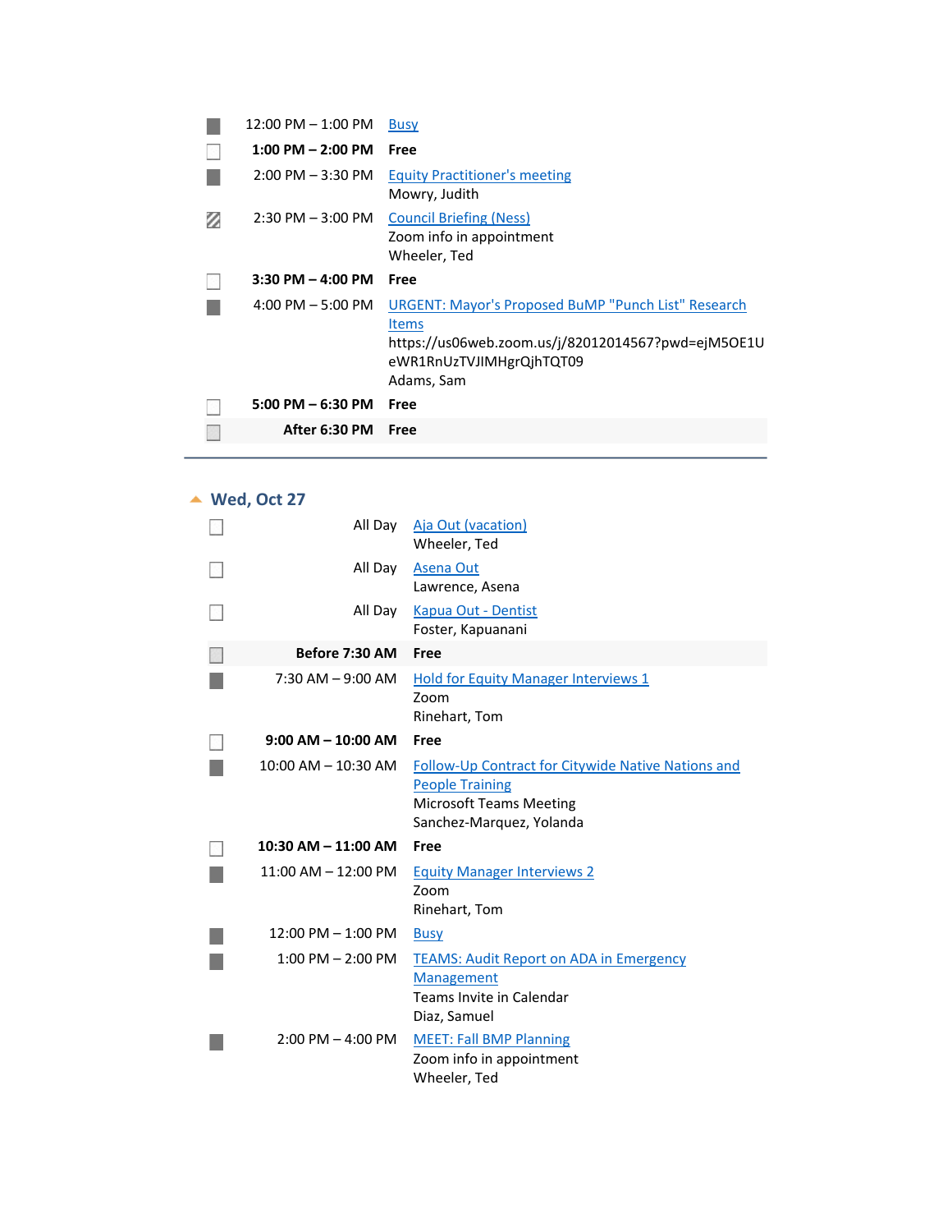| | | |
|---|---|---|
| ■ | 12:00 PM – 1:00 PM | Busy |
| □ | **1:00 PM – 2:00 PM** | **Free** |
| ■ | 2:00 PM – 3:30 PM | Equity Practitioner's meeting<br>Mowry, Judith |
| ▨ | 2:30 PM – 3:00 PM | Council Briefing (Ness)<br>Zoom info in appointment<br>Wheeler, Ted |
| □ | **3:30 PM – 4:00 PM** | **Free** |
| ■ | 4:00 PM – 5:00 PM | URGENT: Mayor's Proposed BuMP "Punch List" Research Items<br>https://us06web.zoom.us/j/82012014567?pwd=ejM5OE1UeWR1RnUzTVJIMHgrQjhTQT09<br>Adams, Sam |
| □ | **5:00 PM – 6:30 PM** | **Free** |
| □ | **After 6:30 PM** | **Free** |

## Wed, Oct 27

| | | |
|---|---|---|
| □ | All Day | Aja Out (vacation)<br>Wheeler, Ted |
| □ | All Day | Asena Out<br>Lawrence, Asena |
| □ | All Day | Kapua Out - Dentist<br>Foster, Kapuanani |
| □ | **Before 7:30 AM** | **Free** |
| ■ | 7:30 AM – 9:00 AM | Hold for Equity Manager Interviews 1<br>Zoom<br>Rinehart, Tom |
| □ | **9:00 AM – 10:00 AM** | **Free** |
| ■ | 10:00 AM – 10:30 AM | Follow-Up Contract for Citywide Native Nations and People Training<br>Microsoft Teams Meeting<br>Sanchez-Marquez, Yolanda |
| □ | **10:30 AM – 11:00 AM** | **Free** |
| ■ | 11:00 AM – 12:00 PM | Equity Manager Interviews 2<br>Zoom<br>Rinehart, Tom |
| ■ | 12:00 PM – 1:00 PM | Busy |
| ■ | 1:00 PM – 2:00 PM | TEAMS: Audit Report on ADA in Emergency Management<br>Teams Invite in Calendar<br>Diaz, Samuel |
| ■ | 2:00 PM – 4:00 PM | MEET: Fall BMP Planning<br>Zoom info in appointment<br>Wheeler, Ted |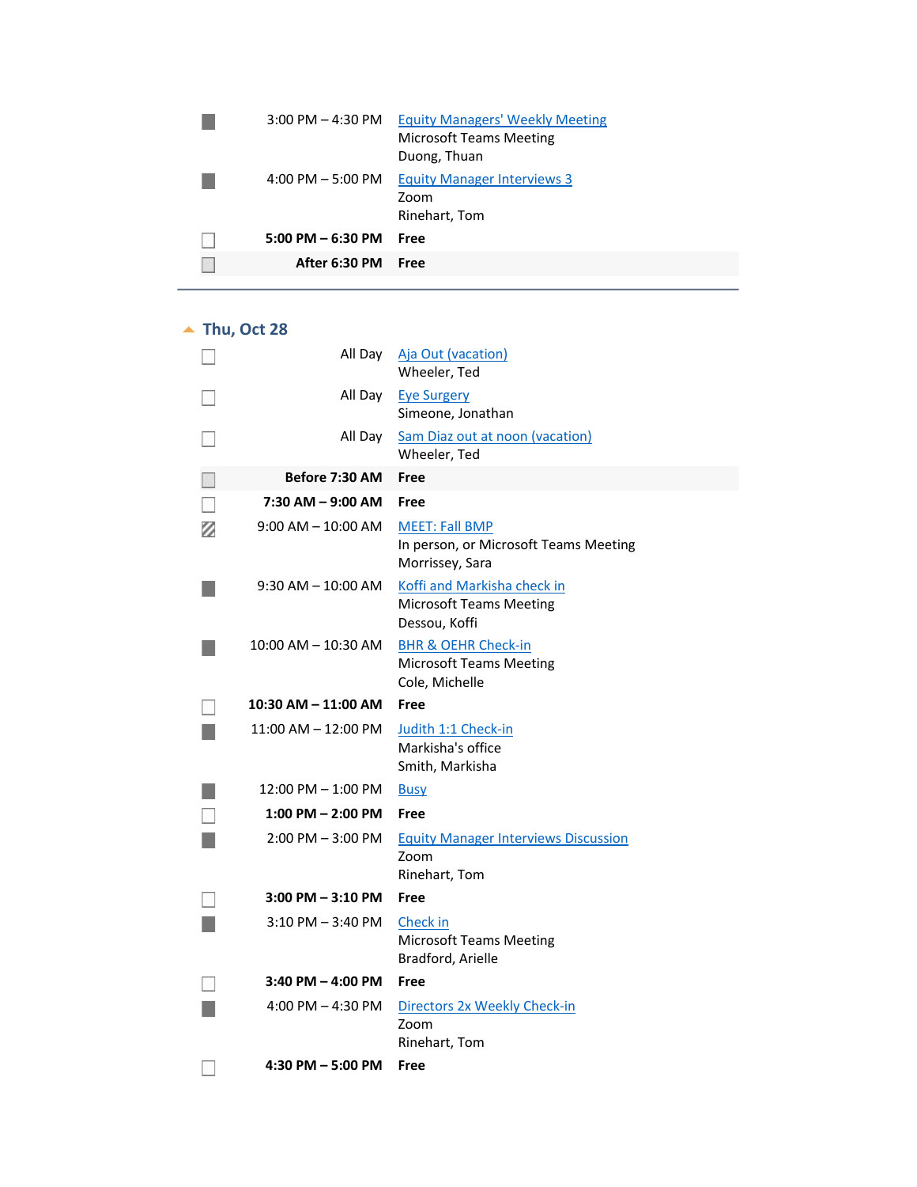| | | |
|---|---|---|
| ■ | 3:00 PM – 4:30 PM | Equity Managers' Weekly Meeting<br>Microsoft Teams Meeting<br>Duong, Thuan |
| ■ | 4:00 PM – 5:00 PM | Equity Manager Interviews 3<br>Zoom<br>Rinehart, Tom |
| ☐ | **5:00 PM – 6:30 PM** | **Free** |
| ☐ | **After 6:30 PM** | **Free** |

---

## Thu, Oct 28

| | | |
|---|---|---|
| ☐ | All Day | Aja Out (vacation)<br>Wheeler, Ted |
| ☐ | All Day | Eye Surgery<br>Simeone, Jonathan |
| ☐ | All Day | Sam Diaz out at noon (vacation)<br>Wheeler, Ted |
| ☐ | **Before 7:30 AM** | **Free** |
| ☐ | **7:30 AM – 9:00 AM** | **Free** |
| ▨ | 9:00 AM – 10:00 AM | MEET: Fall BMP<br>In person, or Microsoft Teams Meeting<br>Morrissey, Sara |
| ■ | 9:30 AM – 10:00 AM | Koffi and Markisha check in<br>Microsoft Teams Meeting<br>Dessou, Koffi |
| ■ | 10:00 AM – 10:30 AM | BHR & OEHR Check-in<br>Microsoft Teams Meeting<br>Cole, Michelle |
| ☐ | **10:30 AM – 11:00 AM** | **Free** |
| ■ | 11:00 AM – 12:00 PM | Judith 1:1 Check-in<br>Markisha's office<br>Smith, Markisha |
| ■ | 12:00 PM – 1:00 PM | Busy |
| ☐ | **1:00 PM – 2:00 PM** | **Free** |
| ■ | 2:00 PM – 3:00 PM | Equity Manager Interviews Discussion<br>Zoom<br>Rinehart, Tom |
| ☐ | **3:00 PM – 3:10 PM** | **Free** |
| ■ | 3:10 PM – 3:40 PM | Check in<br>Microsoft Teams Meeting<br>Bradford, Arielle |
| ☐ | **3:40 PM – 4:00 PM** | **Free** |
| ■ | 4:00 PM – 4:30 PM | Directors 2x Weekly Check-in<br>Zoom<br>Rinehart, Tom |
| ☐ | **4:30 PM – 5:00 PM** | **Free** |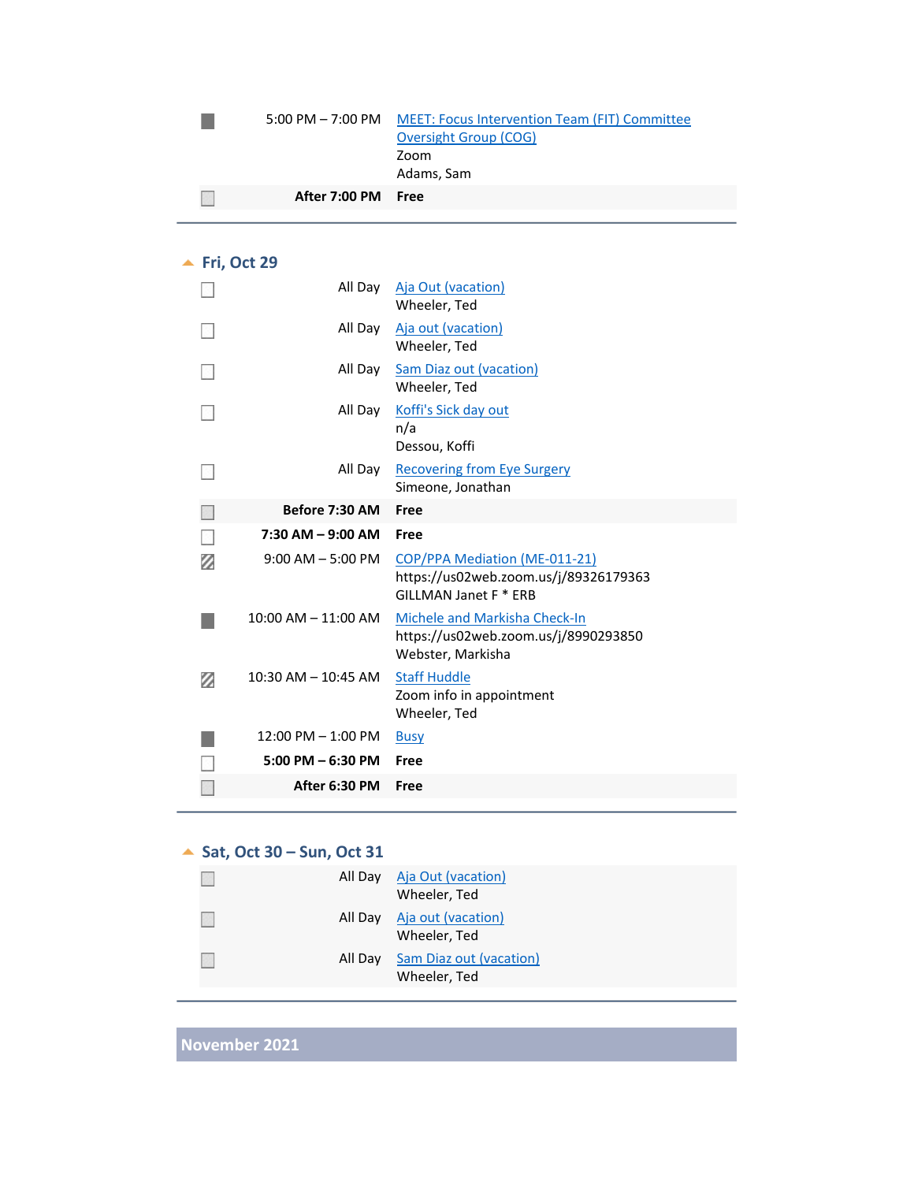| | | |
|---|---|---|
| ■ | 5:00 PM – 7:00 PM | MEET: Focus Intervention Team (FIT) Committee Oversight Group (COG)<br>Zoom<br>Adams, Sam |
| ☐ | **After 7:00 PM** | **Free** |

---

## Fri, Oct 29

| | | |
|---|---|---|
| ☐ | All Day | Aja Out (vacation)<br>Wheeler, Ted |
| ☐ | All Day | Aja out (vacation)<br>Wheeler, Ted |
| ☐ | All Day | Sam Diaz out (vacation)<br>Wheeler, Ted |
| ☐ | All Day | Koffi's Sick day out<br>n/a<br>Dessou, Koffi |
| ☐ | All Day | Recovering from Eye Surgery<br>Simeone, Jonathan |
| ☐ | **Before 7:30 AM** | **Free** |
| ☐ | **7:30 AM – 9:00 AM** | **Free** |
| ▨ | 9:00 AM – 5:00 PM | COP/PPA Mediation (ME-011-21)<br>https://us02web.zoom.us/j/89326179363<br>GILLMAN Janet F * ERB |
| ■ | 10:00 AM – 11:00 AM | Michele and Markisha Check-In<br>https://us02web.zoom.us/j/8990293850<br>Webster, Markisha |
| ▨ | 10:30 AM – 10:45 AM | Staff Huddle<br>Zoom info in appointment<br>Wheeler, Ted |
| ■ | 12:00 PM – 1:00 PM | Busy |
| ☐ | **5:00 PM – 6:30 PM** | **Free** |
| ☐ | **After 6:30 PM** | **Free** |

---

## Sat, Oct 30 – Sun, Oct 31

| | | |
|---|---|---|
| ☐ | All Day | Aja Out (vacation)<br>Wheeler, Ted |
| ☐ | All Day | Aja out (vacation)<br>Wheeler, Ted |
| ☐ | All Day | Sam Diaz out (vacation)<br>Wheeler, Ted |

---

# November 2021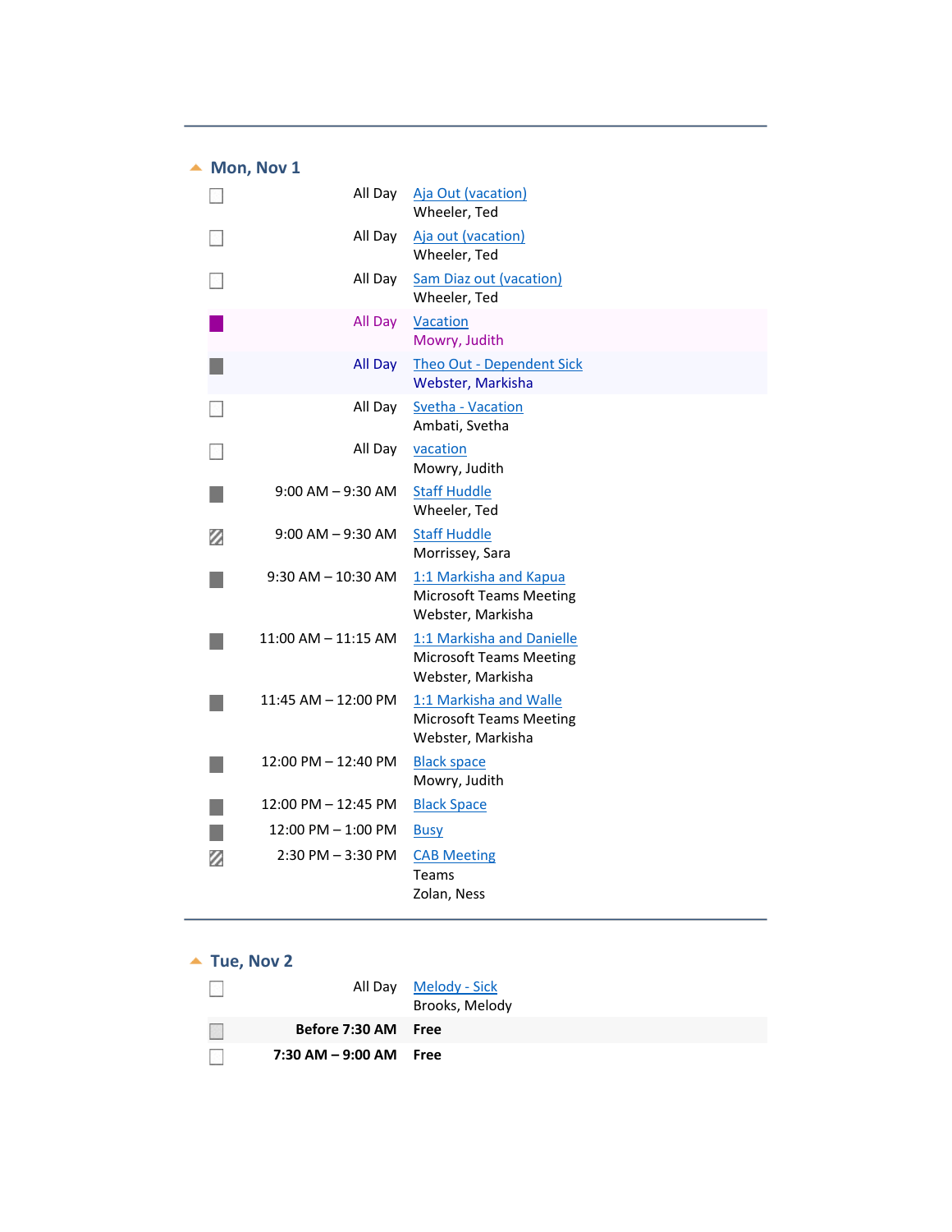---

## Mon, Nov 1

| Time | Event |
| --- | --- |
| All Day | Aja Out (vacation)<br>Wheeler, Ted |
| All Day | Aja out (vacation)<br>Wheeler, Ted |
| All Day | Sam Diaz out (vacation)<br>Wheeler, Ted |
| All Day | Vacation<br>Mowry, Judith |
| All Day | Theo Out - Dependent Sick<br>Webster, Markisha |
| All Day | Svetha - Vacation<br>Ambati, Svetha |
| All Day | vacation<br>Mowry, Judith |
| 9:00 AM – 9:30 AM | Staff Huddle<br>Wheeler, Ted |
| 9:00 AM – 9:30 AM | Staff Huddle<br>Morrissey, Sara |
| 9:30 AM – 10:30 AM | 1:1 Markisha and Kapua<br>Microsoft Teams Meeting<br>Webster, Markisha |
| 11:00 AM – 11:15 AM | 1:1 Markisha and Danielle<br>Microsoft Teams Meeting<br>Webster, Markisha |
| 11:45 AM – 12:00 PM | 1:1 Markisha and Walle<br>Microsoft Teams Meeting<br>Webster, Markisha |
| 12:00 PM – 12:40 PM | Black space<br>Mowry, Judith |
| 12:00 PM – 12:45 PM | Black Space |
| 12:00 PM – 1:00 PM | Busy |
| 2:30 PM – 3:30 PM | CAB Meeting<br>Teams<br>Zolan, Ness |

---

## Tue, Nov 2

| Time | Event |
| --- | --- |
| All Day | Melody - Sick<br>Brooks, Melody |
| **Before 7:30 AM** | **Free** |
| **7:30 AM – 9:00 AM** | **Free** |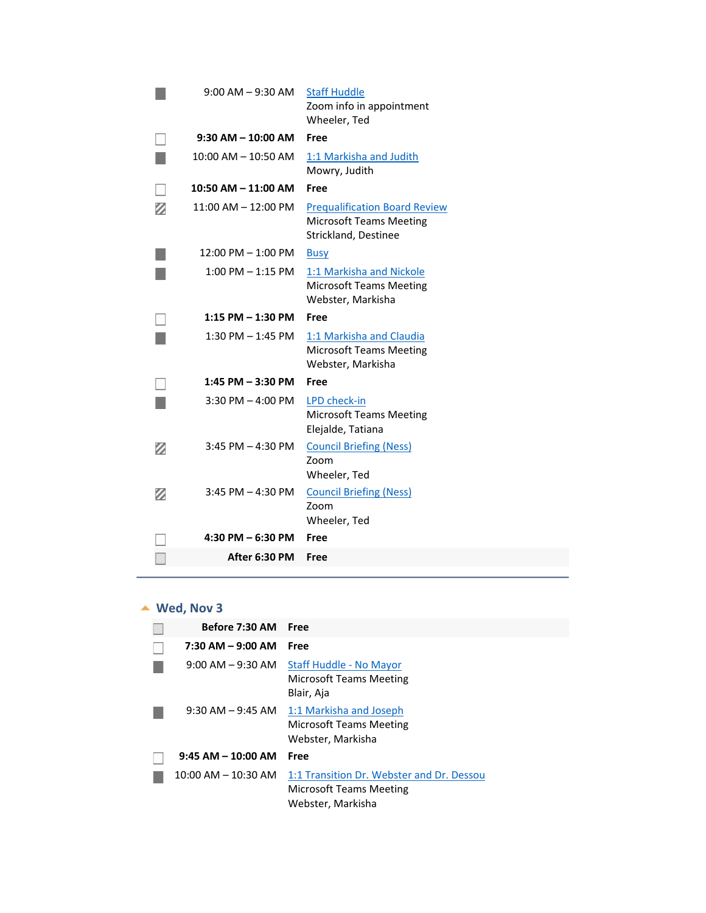| | | |
|---|---|---|
| ■ | 9:00 AM – 9:30 AM | Staff Huddle<br>Zoom info in appointment<br>Wheeler, Ted |
| □ | **9:30 AM – 10:00 AM** | **Free** |
| ■ | 10:00 AM – 10:50 AM | 1:1 Markisha and Judith<br>Mowry, Judith |
| □ | **10:50 AM – 11:00 AM** | **Free** |
| ▨ | 11:00 AM – 12:00 PM | Prequalification Board Review<br>Microsoft Teams Meeting<br>Strickland, Destinee |
| ■ | 12:00 PM – 1:00 PM | Busy |
| ■ | 1:00 PM – 1:15 PM | 1:1 Markisha and Nickole<br>Microsoft Teams Meeting<br>Webster, Markisha |
| □ | **1:15 PM – 1:30 PM** | **Free** |
| ■ | 1:30 PM – 1:45 PM | 1:1 Markisha and Claudia<br>Microsoft Teams Meeting<br>Webster, Markisha |
| □ | **1:45 PM – 3:30 PM** | **Free** |
| ■ | 3:30 PM – 4:00 PM | LPD check-in<br>Microsoft Teams Meeting<br>Elejalde, Tatiana |
| ▨ | 3:45 PM – 4:30 PM | Council Briefing (Ness)<br>Zoom<br>Wheeler, Ted |
| ▨ | 3:45 PM – 4:30 PM | Council Briefing (Ness)<br>Zoom<br>Wheeler, Ted |
| □ | **4:30 PM – 6:30 PM** | **Free** |
| □ | **After 6:30 PM** | **Free** |

## Wed, Nov 3

| | | |
|---|---|---|
| □ | **Before 7:30 AM** | **Free** |
| □ | **7:30 AM – 9:00 AM** | **Free** |
| ■ | 9:00 AM – 9:30 AM | Staff Huddle - No Mayor<br>Microsoft Teams Meeting<br>Blair, Aja |
| ■ | 9:30 AM – 9:45 AM | 1:1 Markisha and Joseph<br>Microsoft Teams Meeting<br>Webster, Markisha |
| □ | **9:45 AM – 10:00 AM** | **Free** |
| ■ | 10:00 AM – 10:30 AM | 1:1 Transition Dr. Webster and Dr. Dessou<br>Microsoft Teams Meeting<br>Webster, Markisha |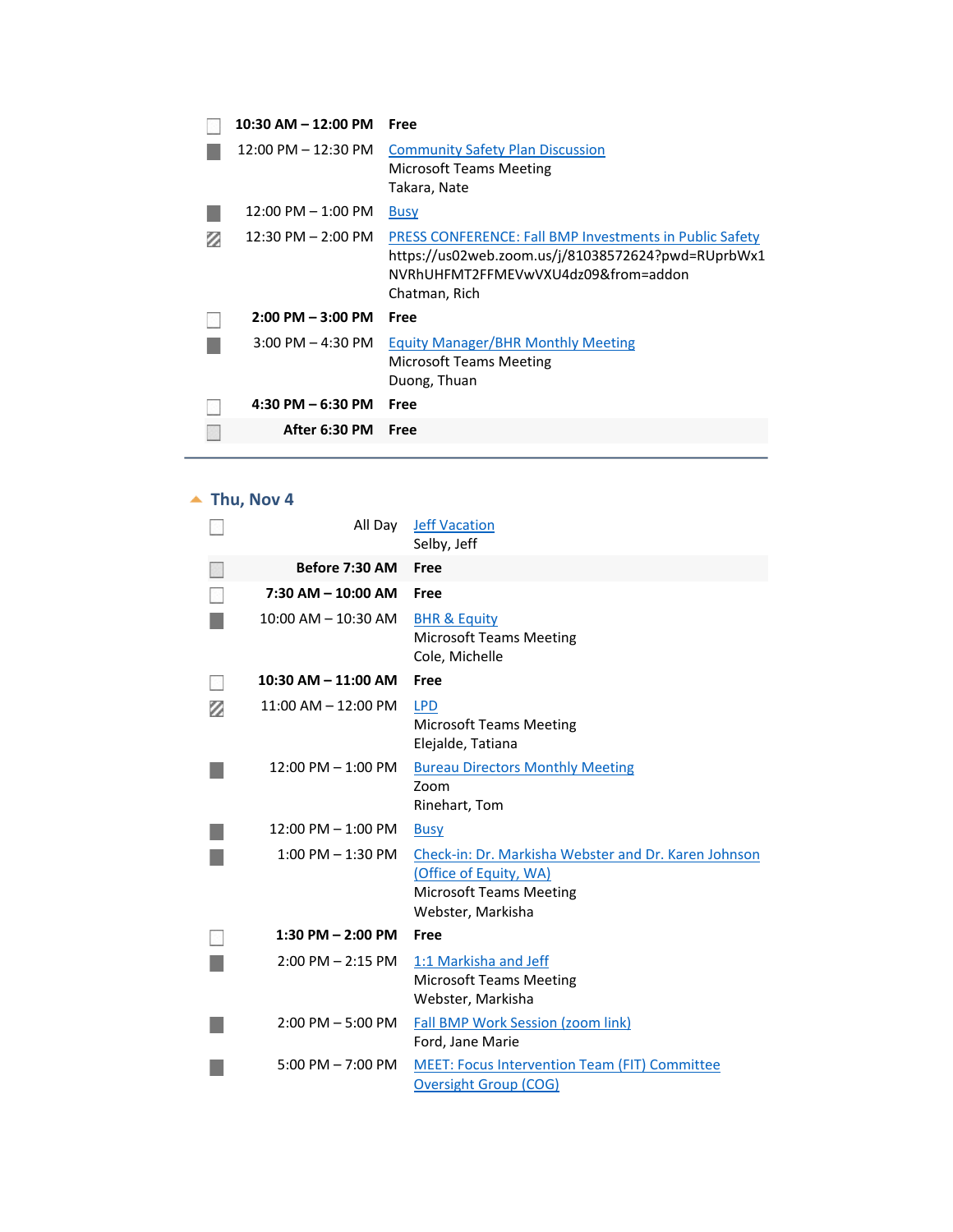| | | |
|---|---|---|
| ☐ | **10:30 AM – 12:00 PM** | **Free** |
| ■ | 12:00 PM – 12:30 PM | Community Safety Plan Discussion<br>Microsoft Teams Meeting<br>Takara, Nate |
| ■ | 12:00 PM – 1:00 PM | Busy |
| ▨ | 12:30 PM – 2:00 PM | PRESS CONFERENCE: Fall BMP Investments in Public Safety<br>https://us02web.zoom.us/j/81038572624?pwd=RUprbWx1NVRhUHFMT2FFMEVwVXU4dz09&from=addon<br>Chatman, Rich |
| ☐ | **2:00 PM – 3:00 PM** | **Free** |
| ■ | 3:00 PM – 4:30 PM | Equity Manager/BHR Monthly Meeting<br>Microsoft Teams Meeting<br>Duong, Thuan |
| ☐ | **4:30 PM – 6:30 PM** | **Free** |
| ☐ | **After 6:30 PM** | **Free** |

---

## Thu, Nov 4

| | | |
|---|---|---|
| ☐ | All Day | Jeff Vacation<br>Selby, Jeff |
| ☐ | **Before 7:30 AM** | **Free** |
| ☐ | **7:30 AM – 10:00 AM** | **Free** |
| ■ | 10:00 AM – 10:30 AM | BHR & Equity<br>Microsoft Teams Meeting<br>Cole, Michelle |
| ☐ | **10:30 AM – 11:00 AM** | **Free** |
| ▨ | 11:00 AM – 12:00 PM | LPD<br>Microsoft Teams Meeting<br>Elejalde, Tatiana |
| ■ | 12:00 PM – 1:00 PM | Bureau Directors Monthly Meeting<br>Zoom<br>Rinehart, Tom |
| ■ | 12:00 PM – 1:00 PM | Busy |
| ■ | 1:00 PM – 1:30 PM | Check-in: Dr. Markisha Webster and Dr. Karen Johnson (Office of Equity, WA)<br>Microsoft Teams Meeting<br>Webster, Markisha |
| ☐ | **1:30 PM – 2:00 PM** | **Free** |
| ■ | 2:00 PM – 2:15 PM | 1:1 Markisha and Jeff<br>Microsoft Teams Meeting<br>Webster, Markisha |
| ■ | 2:00 PM – 5:00 PM | Fall BMP Work Session (zoom link)<br>Ford, Jane Marie |
| ■ | 5:00 PM – 7:00 PM | MEET: Focus Intervention Team (FIT) Committee Oversight Group (COG) |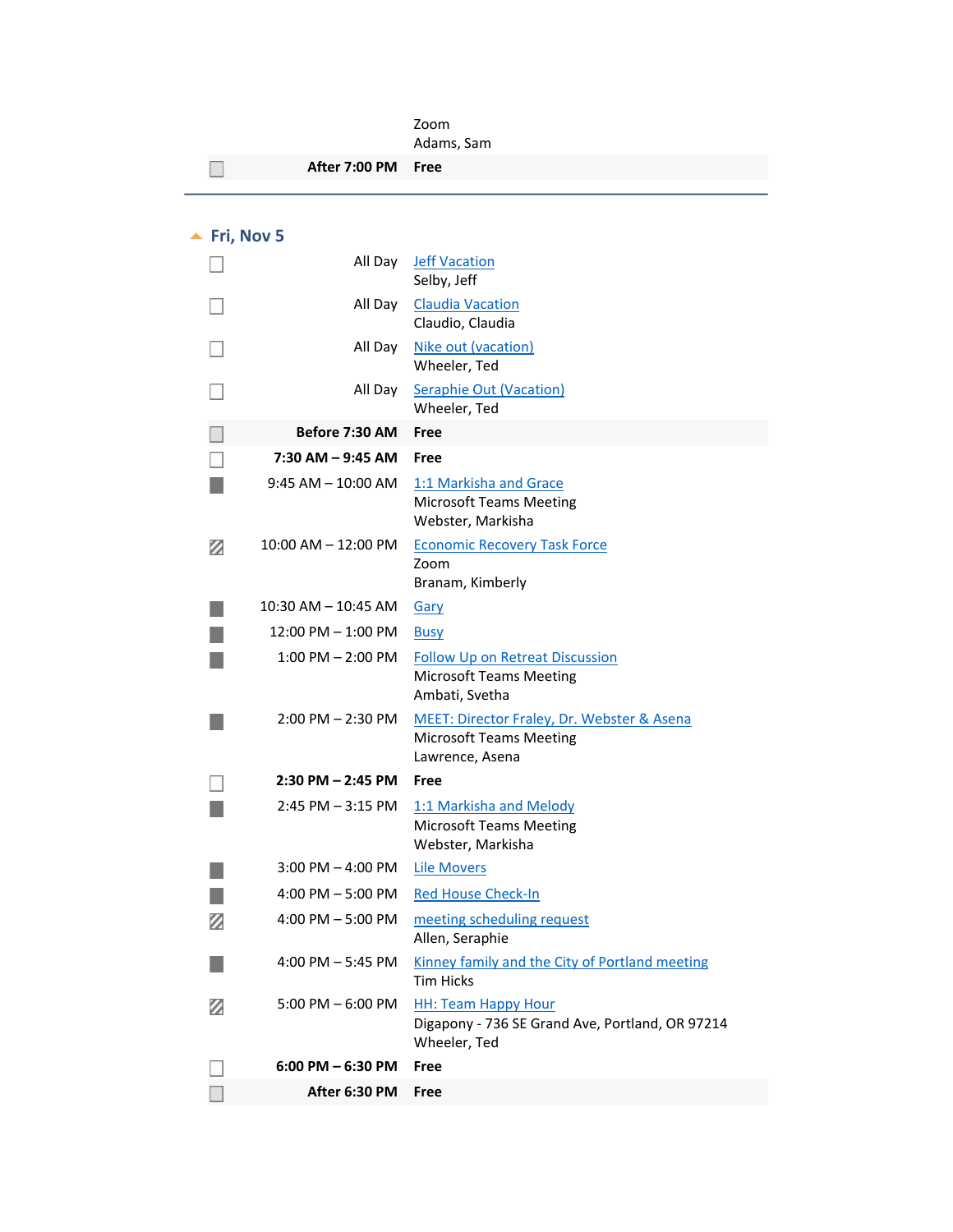| | Time | Details |
|---|---|---|
| | | Zoom<br>Adams, Sam |
| | **After 7:00 PM** | **Free** |

## Fri, Nov 5

| | Time | Details |
|---|---|---|
| | All Day | Jeff Vacation<br>Selby, Jeff |
| | All Day | Claudia Vacation<br>Claudio, Claudia |
| | All Day | Nike out (vacation)<br>Wheeler, Ted |
| | All Day | Seraphie Out (Vacation)<br>Wheeler, Ted |
| | **Before 7:30 AM** | **Free** |
| | **7:30 AM – 9:45 AM** | **Free** |
| | 9:45 AM – 10:00 AM | 1:1 Markisha and Grace<br>Microsoft Teams Meeting<br>Webster, Markisha |
| | 10:00 AM – 12:00 PM | Economic Recovery Task Force<br>Zoom<br>Branam, Kimberly |
| | 10:30 AM – 10:45 AM | Gary |
| | 12:00 PM – 1:00 PM | Busy |
| | 1:00 PM – 2:00 PM | Follow Up on Retreat Discussion<br>Microsoft Teams Meeting<br>Ambati, Svetha |
| | 2:00 PM – 2:30 PM | MEET: Director Fraley, Dr. Webster & Asena<br>Microsoft Teams Meeting<br>Lawrence, Asena |
| | **2:30 PM – 2:45 PM** | **Free** |
| | 2:45 PM – 3:15 PM | 1:1 Markisha and Melody<br>Microsoft Teams Meeting<br>Webster, Markisha |
| | 3:00 PM – 4:00 PM | Lile Movers |
| | 4:00 PM – 5:00 PM | Red House Check-In |
| | 4:00 PM – 5:00 PM | meeting scheduling request<br>Allen, Seraphie |
| | 4:00 PM – 5:45 PM | Kinney family and the City of Portland meeting<br>Tim Hicks |
| | 5:00 PM – 6:00 PM | HH: Team Happy Hour<br>Digapony - 736 SE Grand Ave, Portland, OR 97214<br>Wheeler, Ted |
| | **6:00 PM – 6:30 PM** | **Free** |
| | **After 6:30 PM** | **Free** |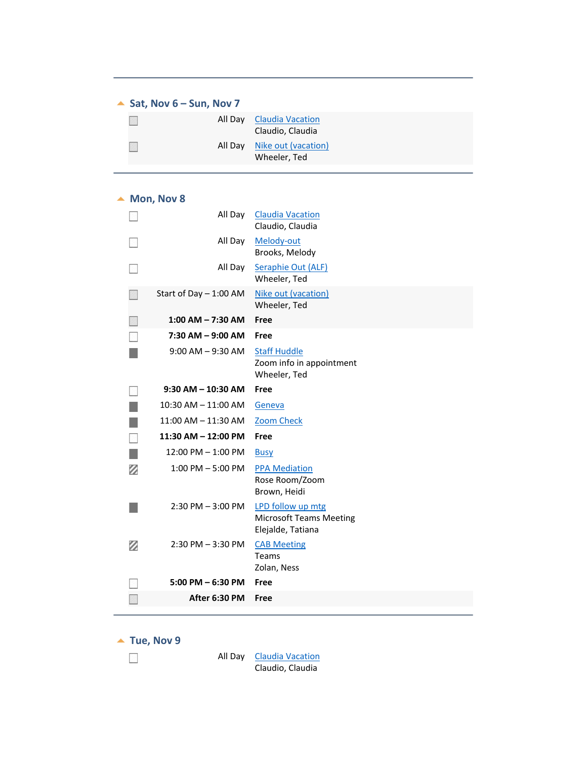## Sat, Nov 6 – Sun, Nov 7

| Time | Event |
|---|---|
| All Day | Claudia Vacation<br>Claudio, Claudia |
| All Day | Nike out (vacation)<br>Wheeler, Ted |

## Mon, Nov 8

| Time | Event |
|---|---|
| All Day | Claudia Vacation<br>Claudio, Claudia |
| All Day | Melody-out<br>Brooks, Melody |
| All Day | Seraphie Out (ALF)<br>Wheeler, Ted |
| Start of Day – 1:00 AM | Nike out (vacation)<br>Wheeler, Ted |
| **1:00 AM – 7:30 AM** | **Free** |
| **7:30 AM – 9:00 AM** | **Free** |
| 9:00 AM – 9:30 AM | Staff Huddle<br>Zoom info in appointment<br>Wheeler, Ted |
| **9:30 AM – 10:30 AM** | **Free** |
| 10:30 AM – 11:00 AM | Geneva |
| 11:00 AM – 11:30 AM | Zoom Check |
| **11:30 AM – 12:00 PM** | **Free** |
| 12:00 PM – 1:00 PM | Busy |
| 1:00 PM – 5:00 PM | PPA Mediation<br>Rose Room/Zoom<br>Brown, Heidi |
| 2:30 PM – 3:00 PM | LPD follow up mtg<br>Microsoft Teams Meeting<br>Elejalde, Tatiana |
| 2:30 PM – 3:30 PM | CAB Meeting<br>Teams<br>Zolan, Ness |
| **5:00 PM – 6:30 PM** | **Free** |
| **After 6:30 PM** | **Free** |

## Tue, Nov 9

| Time | Event |
|---|---|
| All Day | Claudia Vacation<br>Claudio, Claudia |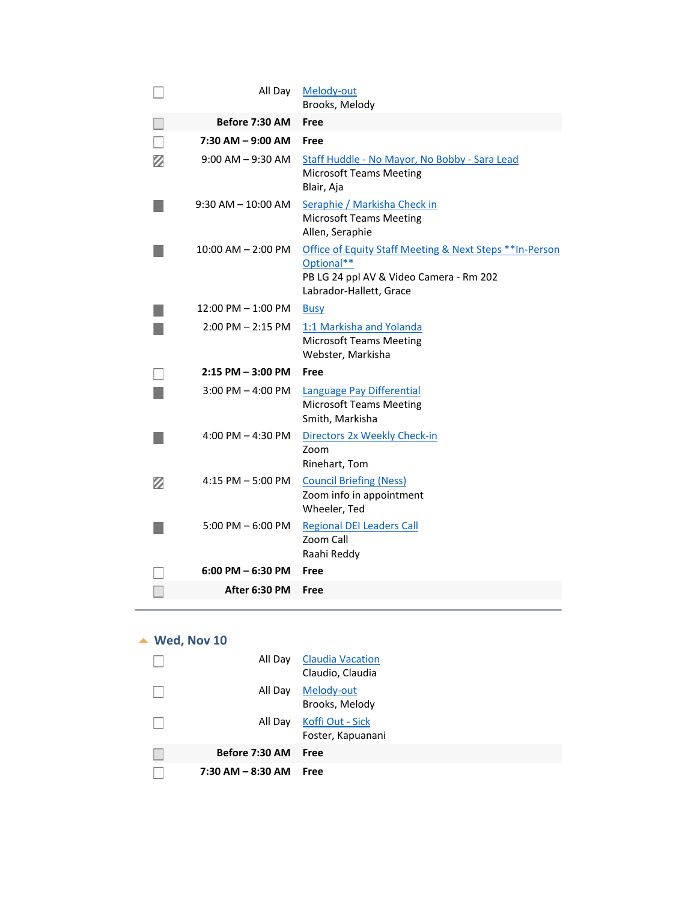| | Time | Event |
|---|---|---|
| | All Day | Melody-out<br>Brooks, Melody |
| | **Before 7:30 AM** | **Free** |
| | **7:30 AM – 9:00 AM** | **Free** |
| | 9:00 AM – 9:30 AM | Staff Huddle - No Mayor, No Bobby - Sara Lead<br>Microsoft Teams Meeting<br>Blair, Aja |
| | 9:30 AM – 10:00 AM | Seraphie / Markisha Check in<br>Microsoft Teams Meeting<br>Allen, Seraphie |
| | 10:00 AM – 2:00 PM | Office of Equity Staff Meeting & Next Steps **In-Person Optional**<br>PB LG 24 ppl AV & Video Camera - Rm 202<br>Labrador-Hallett, Grace |
| | 12:00 PM – 1:00 PM | Busy |
| | 2:00 PM – 2:15 PM | 1:1 Markisha and Yolanda<br>Microsoft Teams Meeting<br>Webster, Markisha |
| | **2:15 PM – 3:00 PM** | **Free** |
| | 3:00 PM – 4:00 PM | Language Pay Differential<br>Microsoft Teams Meeting<br>Smith, Markisha |
| | 4:00 PM – 4:30 PM | Directors 2x Weekly Check-in<br>Zoom<br>Rinehart, Tom |
| | 4:15 PM – 5:00 PM | Council Briefing (Ness)<br>Zoom info in appointment<br>Wheeler, Ted |
| | 5:00 PM – 6:00 PM | Regional DEI Leaders Call<br>Zoom Call<br>Raahi Reddy |
| | **6:00 PM – 6:30 PM** | **Free** |
| | **After 6:30 PM** | **Free** |

## Wed, Nov 10

| | Time | Event |
|---|---|---|
| | All Day | Claudia Vacation<br>Claudio, Claudia |
| | All Day | Melody-out<br>Brooks, Melody |
| | All Day | Koffi Out - Sick<br>Foster, Kapuanani |
| | **Before 7:30 AM** | **Free** |
| | **7:30 AM – 8:30 AM** | **Free** |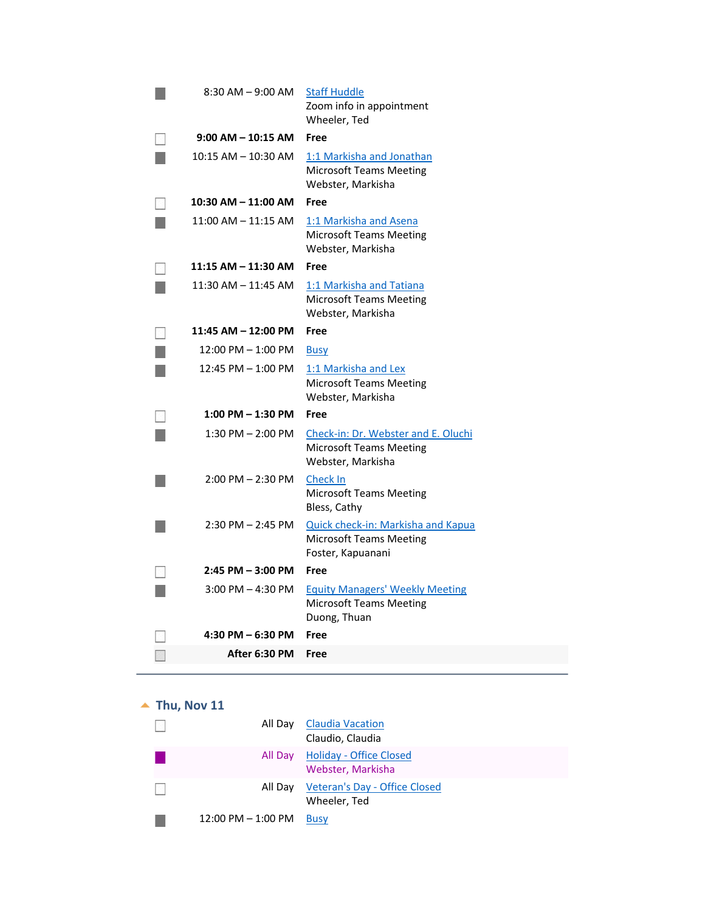| | Time | Event |
|---|---|---|
| ■ | 8:30 AM – 9:00 AM | Staff Huddle<br>Zoom info in appointment<br>Wheeler, Ted |
| ☐ | **9:00 AM – 10:15 AM** | **Free** |
| ■ | 10:15 AM – 10:30 AM | 1:1 Markisha and Jonathan<br>Microsoft Teams Meeting<br>Webster, Markisha |
| ☐ | **10:30 AM – 11:00 AM** | **Free** |
| ■ | 11:00 AM – 11:15 AM | 1:1 Markisha and Asena<br>Microsoft Teams Meeting<br>Webster, Markisha |
| ☐ | **11:15 AM – 11:30 AM** | **Free** |
| ■ | 11:30 AM – 11:45 AM | 1:1 Markisha and Tatiana<br>Microsoft Teams Meeting<br>Webster, Markisha |
| ☐ | **11:45 AM – 12:00 PM** | **Free** |
| ■ | 12:00 PM – 1:00 PM | Busy |
| ■ | 12:45 PM – 1:00 PM | 1:1 Markisha and Lex<br>Microsoft Teams Meeting<br>Webster, Markisha |
| ☐ | **1:00 PM – 1:30 PM** | **Free** |
| ■ | 1:30 PM – 2:00 PM | Check-in: Dr. Webster and E. Oluchi<br>Microsoft Teams Meeting<br>Webster, Markisha |
| ■ | 2:00 PM – 2:30 PM | Check In<br>Microsoft Teams Meeting<br>Bless, Cathy |
| ■ | 2:30 PM – 2:45 PM | Quick check-in: Markisha and Kapua<br>Microsoft Teams Meeting<br>Foster, Kapuanani |
| ☐ | **2:45 PM – 3:00 PM** | **Free** |
| ■ | 3:00 PM – 4:30 PM | Equity Managers' Weekly Meeting<br>Microsoft Teams Meeting<br>Duong, Thuan |
| ☐ | **4:30 PM – 6:30 PM** | **Free** |
| ☐ | **After 6:30 PM** | **Free** |

## Thu, Nov 11

| | Time | Event |
|---|---|---|
| ☐ | All Day | Claudia Vacation<br>Claudio, Claudia |
| ■ | All Day | Holiday - Office Closed<br>Webster, Markisha |
| ☐ | All Day | Veteran's Day - Office Closed<br>Wheeler, Ted |
| ■ | 12:00 PM – 1:00 PM | Busy |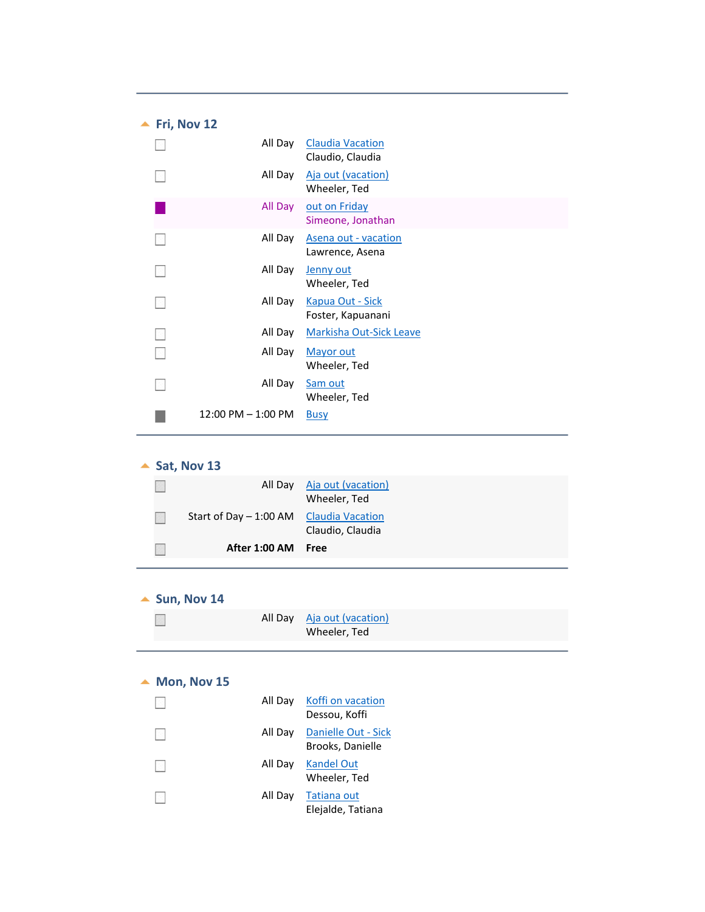## Fri, Nov 12

| | Time | Event |
|---|---|---|
| ☐ | All Day | Claudia Vacation<br>Claudio, Claudia |
| ☐ | All Day | Aja out (vacation)<br>Wheeler, Ted |
| ■ | All Day | out on Friday<br>Simeone, Jonathan |
| ☐ | All Day | Asena out - vacation<br>Lawrence, Asena |
| ☐ | All Day | Jenny out<br>Wheeler, Ted |
| ☐ | All Day | Kapua Out - Sick<br>Foster, Kapuanani |
| ☐ | All Day | Markisha Out-Sick Leave |
| ☐ | All Day | Mayor out<br>Wheeler, Ted |
| ☐ | All Day | Sam out<br>Wheeler, Ted |
| ■ | 12:00 PM – 1:00 PM | Busy |

## Sat, Nov 13

| | Time | Event |
|---|---|---|
| ☐ | All Day | Aja out (vacation)<br>Wheeler, Ted |
| ☐ | Start of Day – 1:00 AM | Claudia Vacation<br>Claudio, Claudia |
| ☐ | **After 1:00 AM** | **Free** |

## Sun, Nov 14

| | Time | Event |
|---|---|---|
| ☐ | All Day | Aja out (vacation)<br>Wheeler, Ted |

## Mon, Nov 15

| | Time | Event |
|---|---|---|
| ☐ | All Day | Koffi on vacation<br>Dessou, Koffi |
| ☐ | All Day | Danielle Out - Sick<br>Brooks, Danielle |
| ☐ | All Day | Kandel Out<br>Wheeler, Ted |
| ☐ | All Day | Tatiana out<br>Elejalde, Tatiana |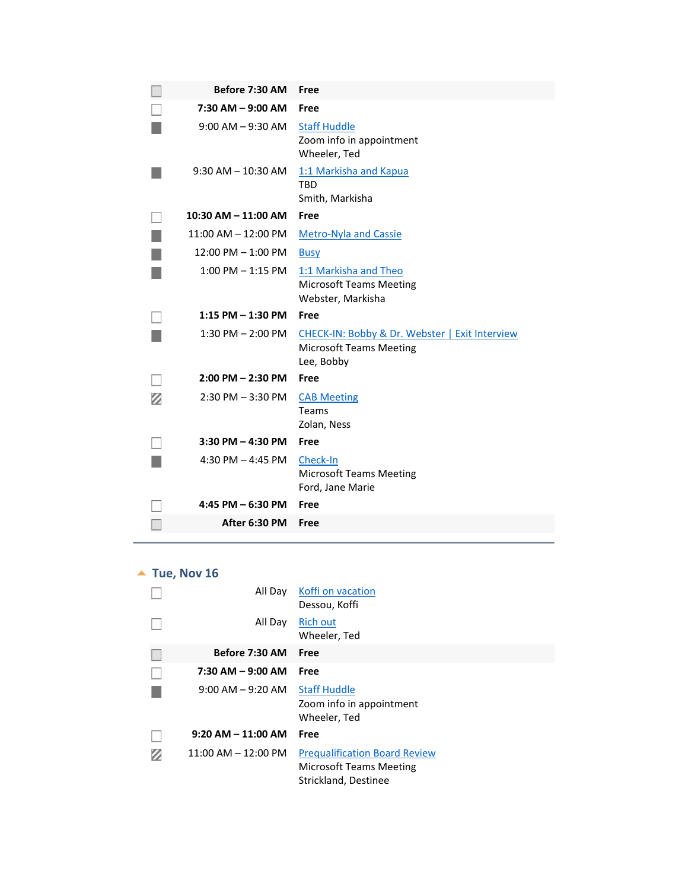| | Time | Details |
|---|---|---|
| | **Before 7:30 AM** | **Free** |
| | **7:30 AM – 9:00 AM** | **Free** |
| | 9:00 AM – 9:30 AM | Staff Huddle<br>Zoom info in appointment<br>Wheeler, Ted |
| | 9:30 AM – 10:30 AM | 1:1 Markisha and Kapua<br>TBD<br>Smith, Markisha |
| | **10:30 AM – 11:00 AM** | **Free** |
| | 11:00 AM – 12:00 PM | Metro-Nyla and Cassie |
| | 12:00 PM – 1:00 PM | Busy |
| | 1:00 PM – 1:15 PM | 1:1 Markisha and Theo<br>Microsoft Teams Meeting<br>Webster, Markisha |
| | **1:15 PM – 1:30 PM** | **Free** |
| | 1:30 PM – 2:00 PM | CHECK-IN: Bobby & Dr. Webster \| Exit Interview<br>Microsoft Teams Meeting<br>Lee, Bobby |
| | **2:00 PM – 2:30 PM** | **Free** |
| | 2:30 PM – 3:30 PM | CAB Meeting<br>Teams<br>Zolan, Ness |
| | **3:30 PM – 4:30 PM** | **Free** |
| | 4:30 PM – 4:45 PM | Check-In<br>Microsoft Teams Meeting<br>Ford, Jane Marie |
| | **4:45 PM – 6:30 PM** | **Free** |
| | **After 6:30 PM** | **Free** |

## Tue, Nov 16

| | Time | Details |
|---|---|---|
| | All Day | Koffi on vacation<br>Dessou, Koffi |
| | All Day | Rich out<br>Wheeler, Ted |
| | **Before 7:30 AM** | **Free** |
| | **7:30 AM – 9:00 AM** | **Free** |
| | 9:00 AM – 9:20 AM | Staff Huddle<br>Zoom info in appointment<br>Wheeler, Ted |
| | **9:20 AM – 11:00 AM** | **Free** |
| | 11:00 AM – 12:00 PM | Prequalification Board Review<br>Microsoft Teams Meeting<br>Strickland, Destinee |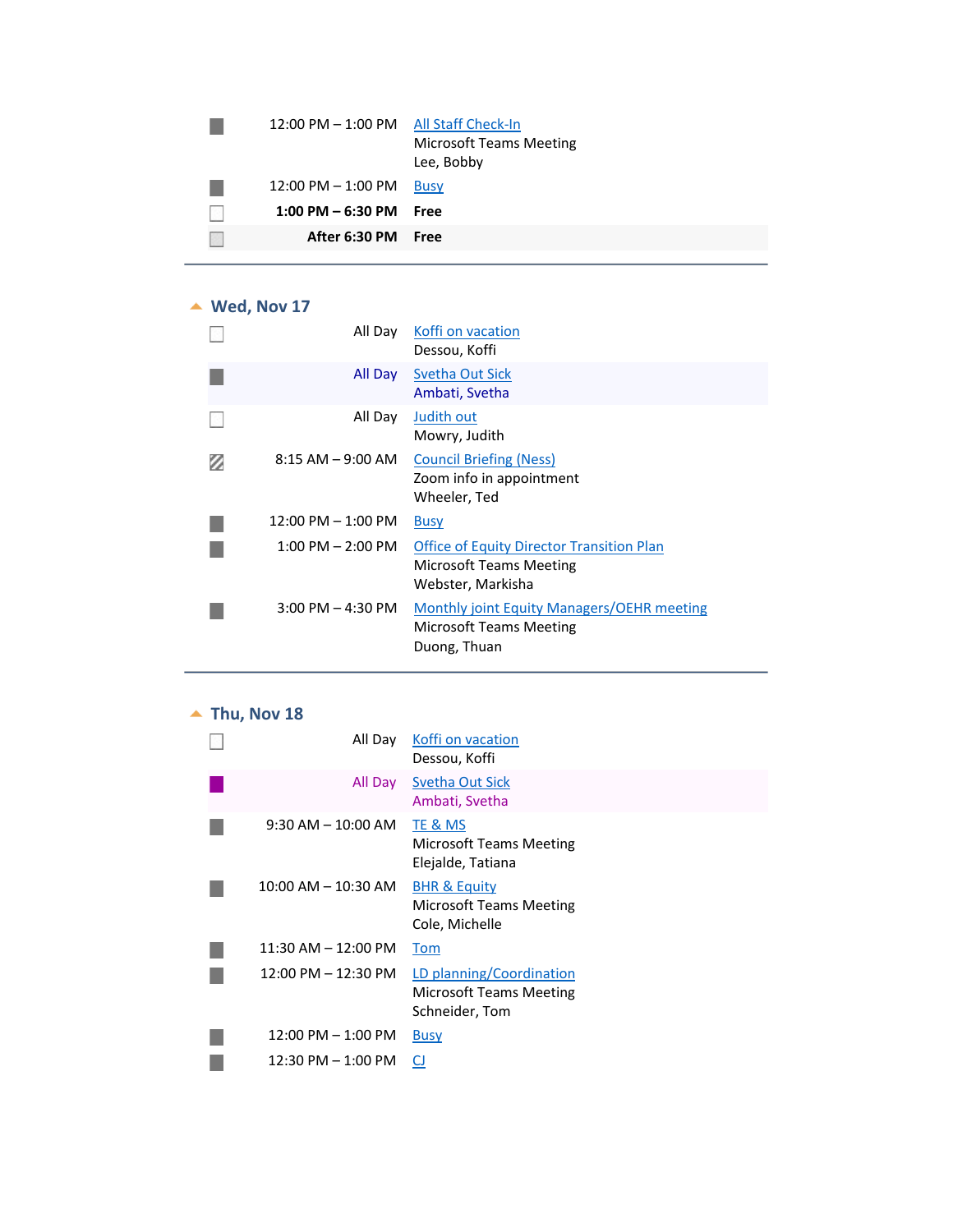| | | |
|---|---|---|
| ■ | 12:00 PM – 1:00 PM | All Staff Check-In<br>Microsoft Teams Meeting<br>Lee, Bobby |
| ■ | 12:00 PM – 1:00 PM | Busy |
| □ | **1:00 PM – 6:30 PM** | **Free** |
| □ | **After 6:30 PM** | **Free** |

## Wed, Nov 17

| | | |
|---|---|---|
| □ | All Day | Koffi on vacation<br>Dessou, Koffi |
| ■ | All Day | Svetha Out Sick<br>Ambati, Svetha |
| □ | All Day | Judith out<br>Mowry, Judith |
| ▨ | 8:15 AM – 9:00 AM | Council Briefing (Ness)<br>Zoom info in appointment<br>Wheeler, Ted |
| ■ | 12:00 PM – 1:00 PM | Busy |
| ■ | 1:00 PM – 2:00 PM | Office of Equity Director Transition Plan<br>Microsoft Teams Meeting<br>Webster, Markisha |
| ■ | 3:00 PM – 4:30 PM | Monthly joint Equity Managers/OEHR meeting<br>Microsoft Teams Meeting<br>Duong, Thuan |

## Thu, Nov 18

| | | |
|---|---|---|
| □ | All Day | Koffi on vacation<br>Dessou, Koffi |
| ■ | All Day | Svetha Out Sick<br>Ambati, Svetha |
| ■ | 9:30 AM – 10:00 AM | TE & MS<br>Microsoft Teams Meeting<br>Elejalde, Tatiana |
| ■ | 10:00 AM – 10:30 AM | BHR & Equity<br>Microsoft Teams Meeting<br>Cole, Michelle |
| ■ | 11:30 AM – 12:00 PM | Tom |
| ■ | 12:00 PM – 12:30 PM | LD planning/Coordination<br>Microsoft Teams Meeting<br>Schneider, Tom |
| ■ | 12:00 PM – 1:00 PM | Busy |
| ■ | 12:30 PM – 1:00 PM | CJ |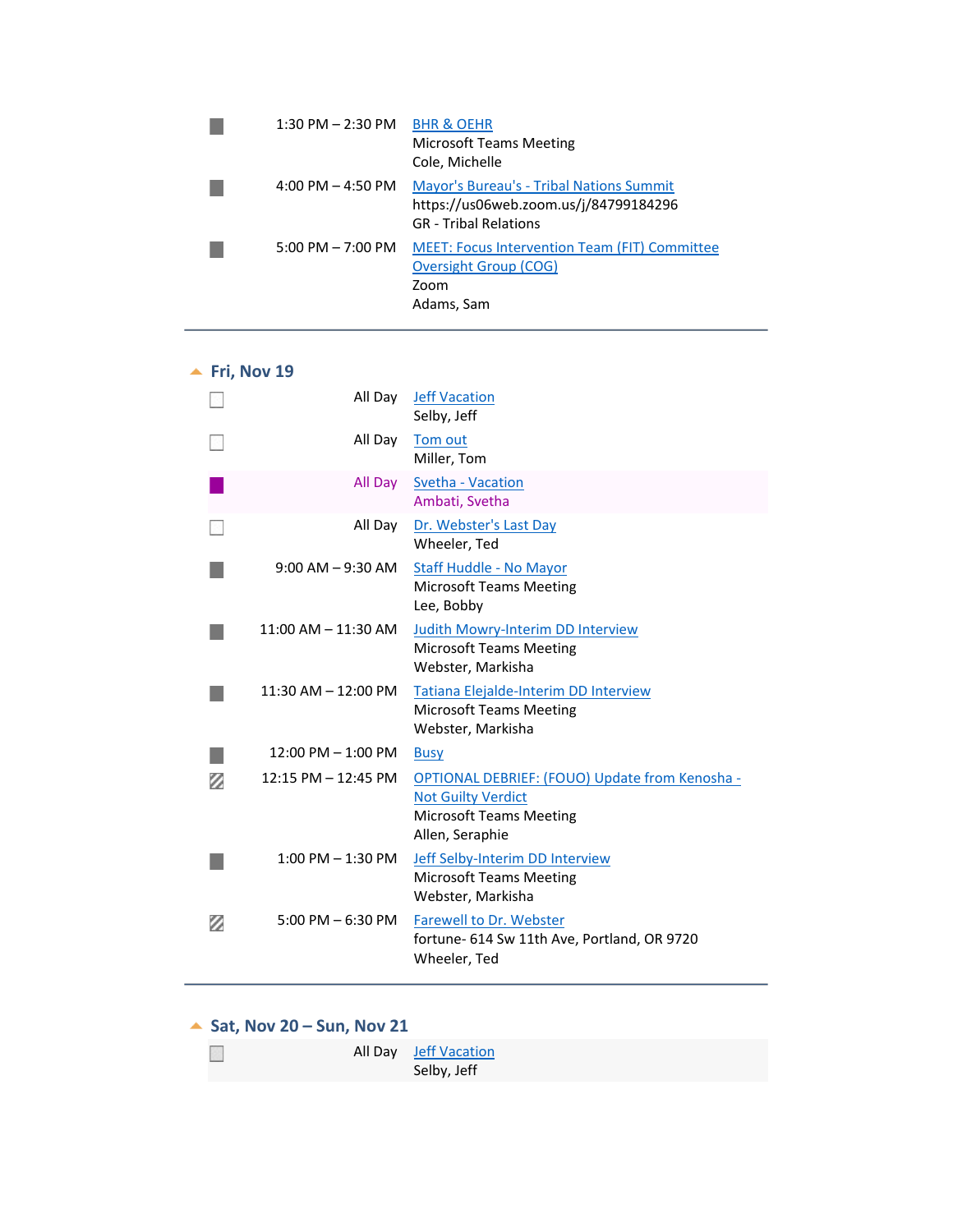| Time | Event |
| --- | --- |
| 1:30 PM – 2:30 PM | BHR & OEHR<br>Microsoft Teams Meeting<br>Cole, Michelle |
| 4:00 PM – 4:50 PM | Mayor's Bureau's - Tribal Nations Summit<br>https://us06web.zoom.us/j/84799184296<br>GR - Tribal Relations |
| 5:00 PM – 7:00 PM | MEET: Focus Intervention Team (FIT) Committee Oversight Group (COG)<br>Zoom<br>Adams, Sam |

## Fri, Nov 19

| Time | Event |
| --- | --- |
| All Day | Jeff Vacation<br>Selby, Jeff |
| All Day | Tom out<br>Miller, Tom |
| All Day | Svetha - Vacation<br>Ambati, Svetha |
| All Day | Dr. Webster's Last Day<br>Wheeler, Ted |
| 9:00 AM – 9:30 AM | Staff Huddle - No Mayor<br>Microsoft Teams Meeting<br>Lee, Bobby |
| 11:00 AM – 11:30 AM | Judith Mowry-Interim DD Interview<br>Microsoft Teams Meeting<br>Webster, Markisha |
| 11:30 AM – 12:00 PM | Tatiana Elejalde-Interim DD Interview<br>Microsoft Teams Meeting<br>Webster, Markisha |
| 12:00 PM – 1:00 PM | Busy |
| 12:15 PM – 12:45 PM | OPTIONAL DEBRIEF: (FOUO) Update from Kenosha - Not Guilty Verdict<br>Microsoft Teams Meeting<br>Allen, Seraphie |
| 1:00 PM – 1:30 PM | Jeff Selby-Interim DD Interview<br>Microsoft Teams Meeting<br>Webster, Markisha |
| 5:00 PM – 6:30 PM | Farewell to Dr. Webster<br>fortune- 614 Sw 11th Ave, Portland, OR 9720<br>Wheeler, Ted |

## Sat, Nov 20 – Sun, Nov 21

| Time | Event |
| --- | --- |
| All Day | Jeff Vacation<br>Selby, Jeff |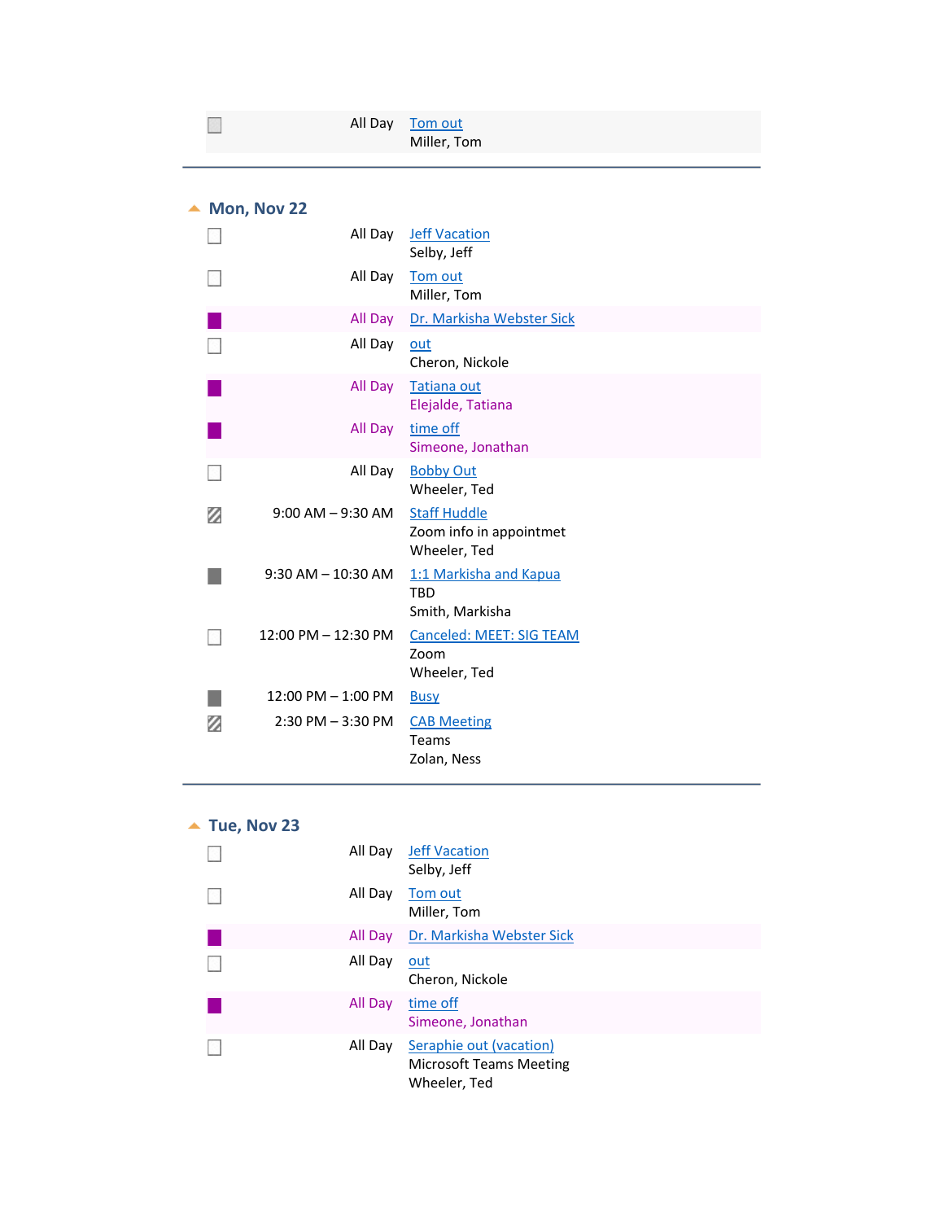| | Time | Event |
|---|---|---|
| | All Day | Tom out<br>Miller, Tom |

## Mon, Nov 22

| | Time | Event |
|---|---|---|
| | All Day | Jeff Vacation<br>Selby, Jeff |
| | All Day | Tom out<br>Miller, Tom |
| | All Day | Dr. Markisha Webster Sick |
| | All Day | out<br>Cheron, Nickole |
| | All Day | Tatiana out<br>Elejalde, Tatiana |
| | All Day | time off<br>Simeone, Jonathan |
| | All Day | Bobby Out<br>Wheeler, Ted |
| | 9:00 AM – 9:30 AM | Staff Huddle<br>Zoom info in appointmet<br>Wheeler, Ted |
| | 9:30 AM – 10:30 AM | 1:1 Markisha and Kapua<br>TBD<br>Smith, Markisha |
| | 12:00 PM – 12:30 PM | Canceled: MEET: SIG TEAM<br>Zoom<br>Wheeler, Ted |
| | 12:00 PM – 1:00 PM | Busy |
| | 2:30 PM – 3:30 PM | CAB Meeting<br>Teams<br>Zolan, Ness |

## Tue, Nov 23

| | Time | Event |
|---|---|---|
| | All Day | Jeff Vacation<br>Selby, Jeff |
| | All Day | Tom out<br>Miller, Tom |
| | All Day | Dr. Markisha Webster Sick |
| | All Day | out<br>Cheron, Nickole |
| | All Day | time off<br>Simeone, Jonathan |
| | All Day | Seraphie out (vacation)<br>Microsoft Teams Meeting<br>Wheeler, Ted |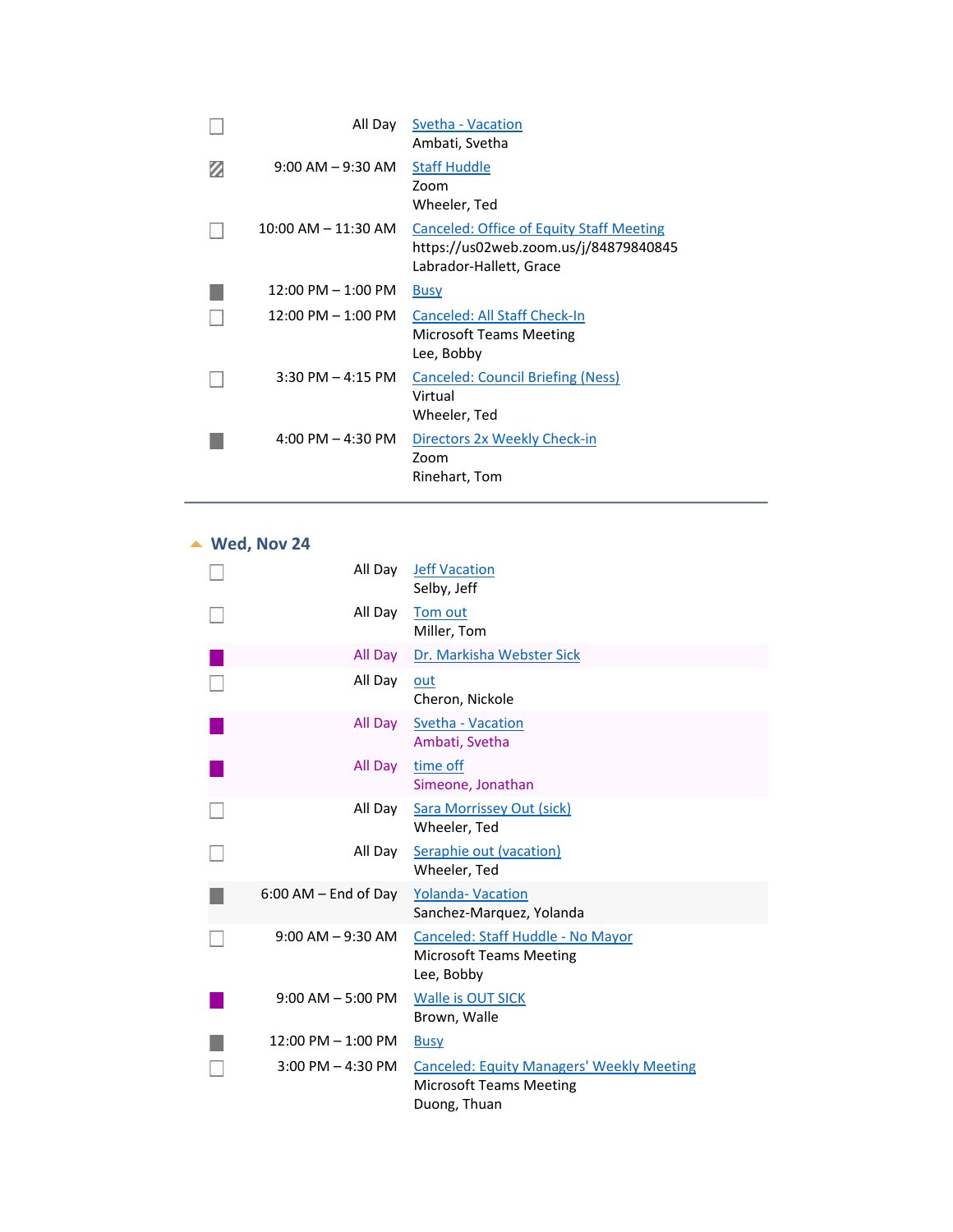| Time | Event |
| --- | --- |
| All Day | Svetha - Vacation<br>Ambati, Svetha |
| 9:00 AM – 9:30 AM | Staff Huddle<br>Zoom<br>Wheeler, Ted |
| 10:00 AM – 11:30 AM | Canceled: Office of Equity Staff Meeting<br>https://us02web.zoom.us/j/84879840845<br>Labrador-Hallett, Grace |
| 12:00 PM – 1:00 PM | Busy |
| 12:00 PM – 1:00 PM | Canceled: All Staff Check-In<br>Microsoft Teams Meeting<br>Lee, Bobby |
| 3:30 PM – 4:15 PM | Canceled: Council Briefing (Ness)<br>Virtual<br>Wheeler, Ted |
| 4:00 PM – 4:30 PM | Directors 2x Weekly Check-in<br>Zoom<br>Rinehart, Tom |

## Wed, Nov 24

| Time | Event |
| --- | --- |
| All Day | Jeff Vacation<br>Selby, Jeff |
| All Day | Tom out<br>Miller, Tom |
| All Day | Dr. Markisha Webster Sick |
| All Day | out<br>Cheron, Nickole |
| All Day | Svetha - Vacation<br>Ambati, Svetha |
| All Day | time off<br>Simeone, Jonathan |
| All Day | Sara Morrissey Out (sick)<br>Wheeler, Ted |
| All Day | Seraphie out (vacation)<br>Wheeler, Ted |
| 6:00 AM – End of Day | Yolanda- Vacation<br>Sanchez-Marquez, Yolanda |
| 9:00 AM – 9:30 AM | Canceled: Staff Huddle - No Mayor<br>Microsoft Teams Meeting<br>Lee, Bobby |
| 9:00 AM – 5:00 PM | Walle is OUT SICK<br>Brown, Walle |
| 12:00 PM – 1:00 PM | Busy |
| 3:00 PM – 4:30 PM | Canceled: Equity Managers' Weekly Meeting<br>Microsoft Teams Meeting<br>Duong, Thuan |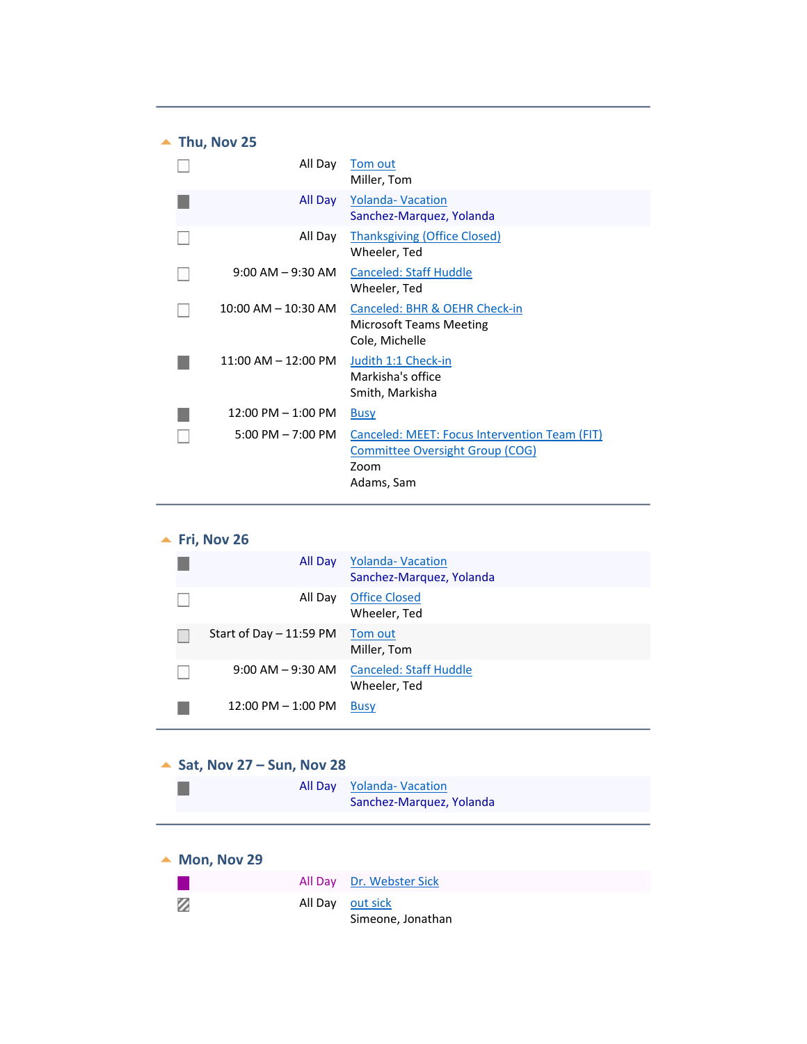## Thu, Nov 25

| | Time | Event |
|---|---|---|
| | All Day | Tom out<br>Miller, Tom |
| | All Day | Yolanda- Vacation<br>Sanchez-Marquez, Yolanda |
| | All Day | Thanksgiving (Office Closed)<br>Wheeler, Ted |
| | 9:00 AM – 9:30 AM | Canceled: Staff Huddle<br>Wheeler, Ted |
| | 10:00 AM – 10:30 AM | Canceled: BHR & OEHR Check-in<br>Microsoft Teams Meeting<br>Cole, Michelle |
| | 11:00 AM – 12:00 PM | Judith 1:1 Check-in<br>Markisha's office<br>Smith, Markisha |
| | 12:00 PM – 1:00 PM | Busy |
| | 5:00 PM – 7:00 PM | Canceled: MEET: Focus Intervention Team (FIT) Committee Oversight Group (COG)<br>Zoom<br>Adams, Sam |

## Fri, Nov 26

| | Time | Event |
|---|---|---|
| | All Day | Yolanda- Vacation<br>Sanchez-Marquez, Yolanda |
| | All Day | Office Closed<br>Wheeler, Ted |
| | Start of Day – 11:59 PM | Tom out<br>Miller, Tom |
| | 9:00 AM – 9:30 AM | Canceled: Staff Huddle<br>Wheeler, Ted |
| | 12:00 PM – 1:00 PM | Busy |

## Sat, Nov 27 – Sun, Nov 28

| | Time | Event |
|---|---|---|
| | All Day | Yolanda- Vacation<br>Sanchez-Marquez, Yolanda |

## Mon, Nov 29

| | Time | Event |
|---|---|---|
| | All Day | Dr. Webster Sick |
| | All Day | out sick<br>Simeone, Jonathan |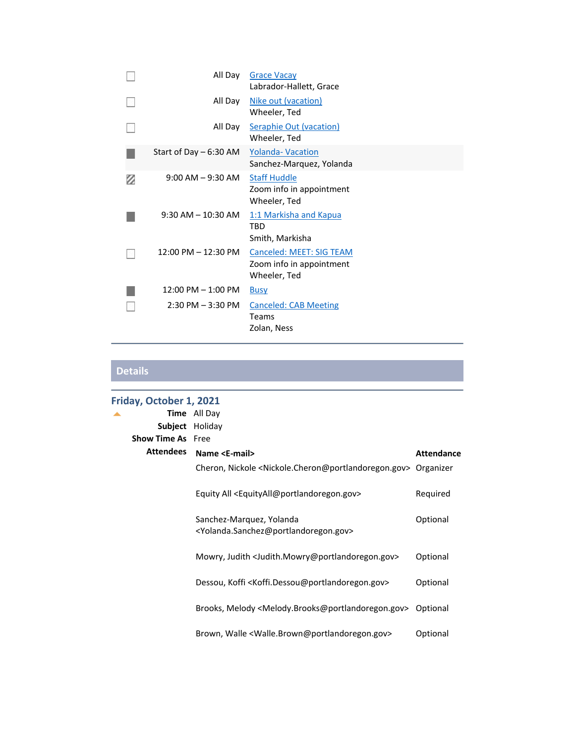| | Time | Subject |
|---|---|---|
| ☐ | All Day | Grace Vacay<br>Labrador-Hallett, Grace |
| ☐ | All Day | Nike out (vacation)<br>Wheeler, Ted |
| ☐ | All Day | Seraphie Out (vacation)<br>Wheeler, Ted |
| ■ | Start of Day – 6:30 AM | Yolanda- Vacation<br>Sanchez-Marquez, Yolanda |
| ▨ | 9:00 AM – 9:30 AM | Staff Huddle<br>Zoom info in appointment<br>Wheeler, Ted |
| ■ | 9:30 AM – 10:30 AM | 1:1 Markisha and Kapua<br>TBD<br>Smith, Markisha |
| ☐ | 12:00 PM – 12:30 PM | Canceled: MEET: SIG TEAM<br>Zoom info in appointment<br>Wheeler, Ted |
| ■ | 12:00 PM – 1:00 PM | Busy |
| ☐ | 2:30 PM – 3:30 PM | Canceled: CAB Meeting<br>Teams<br>Zolan, Ness |

## Details

### Friday, October 1, 2021

**Time** All Day

**Subject** Holiday

**Show Time As** Free

**Attendees**

| Name <E-mail> | Attendance |
|---|---|
| Cheron, Nickole <Nickole.Cheron@portlandoregon.gov> | Organizer |
| Equity All <EquityAll@portlandoregon.gov> | Required |
| Sanchez-Marquez, Yolanda <Yolanda.Sanchez@portlandoregon.gov> | Optional |
| Mowry, Judith <Judith.Mowry@portlandoregon.gov> | Optional |
| Dessou, Koffi <Koffi.Dessou@portlandoregon.gov> | Optional |
| Brooks, Melody <Melody.Brooks@portlandoregon.gov> | Optional |
| Brown, Walle <Walle.Brown@portlandoregon.gov> | Optional |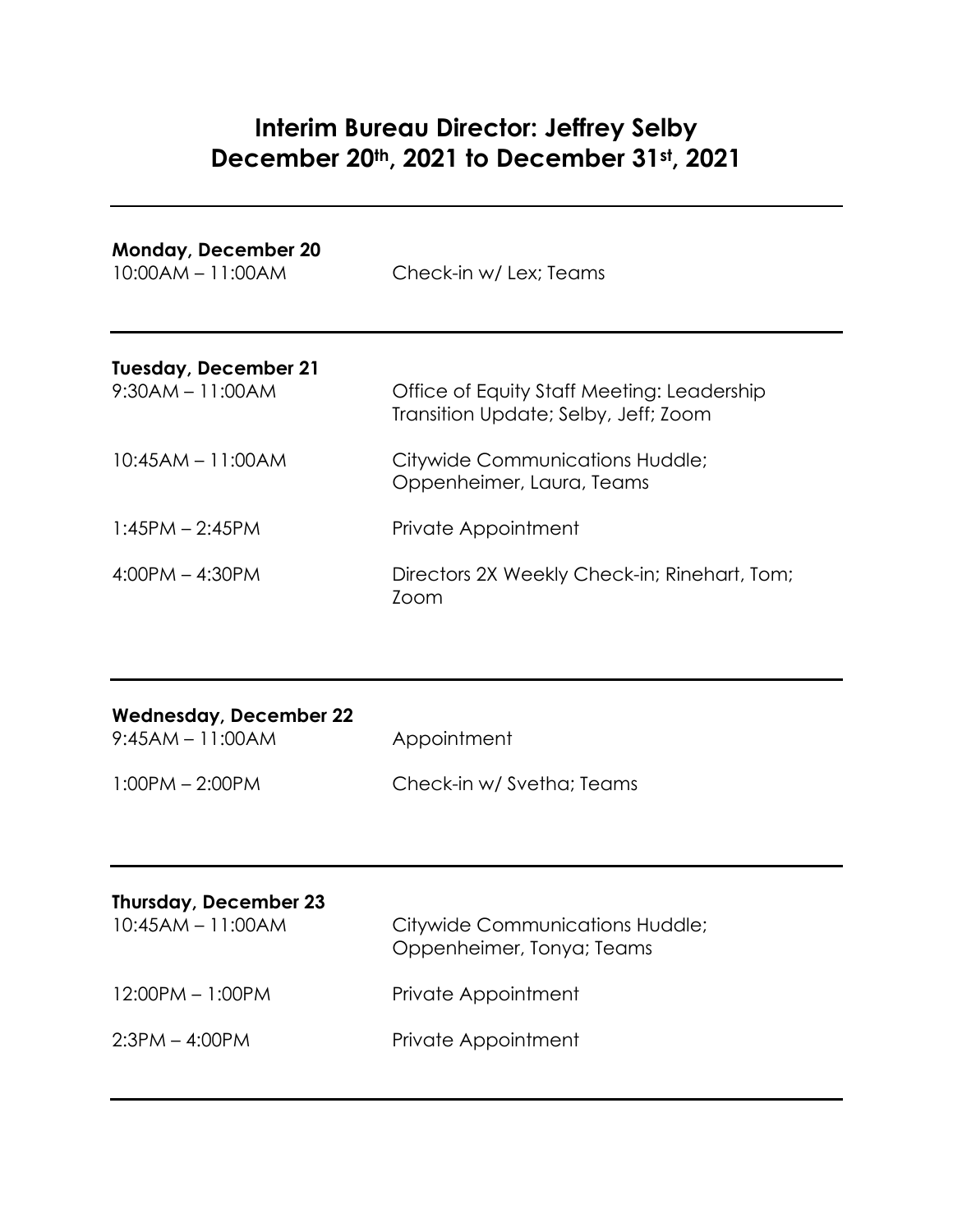# Interim Bureau Director: Jeffrey Selby
## December 20th, 2021 to December 31st, 2021

---

**Monday, December 20**

| | |
|---|---|
| 10:00AM – 11:00AM | Check-in w/ Lex; Teams |

---

**Tuesday, December 21**

| | |
|---|---|
| 9:30AM – 11:00AM | Office of Equity Staff Meeting: Leadership Transition Update; Selby, Jeff; Zoom |
| 10:45AM – 11:00AM | Citywide Communications Huddle; Oppenheimer, Laura, Teams |
| 1:45PM – 2:45PM | Private Appointment |
| 4:00PM – 4:30PM | Directors 2X Weekly Check-in; Rinehart, Tom; Zoom |

---

**Wednesday, December 22**

| | |
|---|---|
| 9:45AM – 11:00AM | Appointment |
| 1:00PM – 2:00PM | Check-in w/ Svetha; Teams |

---

**Thursday, December 23**

| | |
|---|---|
| 10:45AM – 11:00AM | Citywide Communications Huddle; Oppenheimer, Tonya; Teams |
| 12:00PM – 1:00PM | Private Appointment |
| 2:3PM – 4:00PM | Private Appointment |

---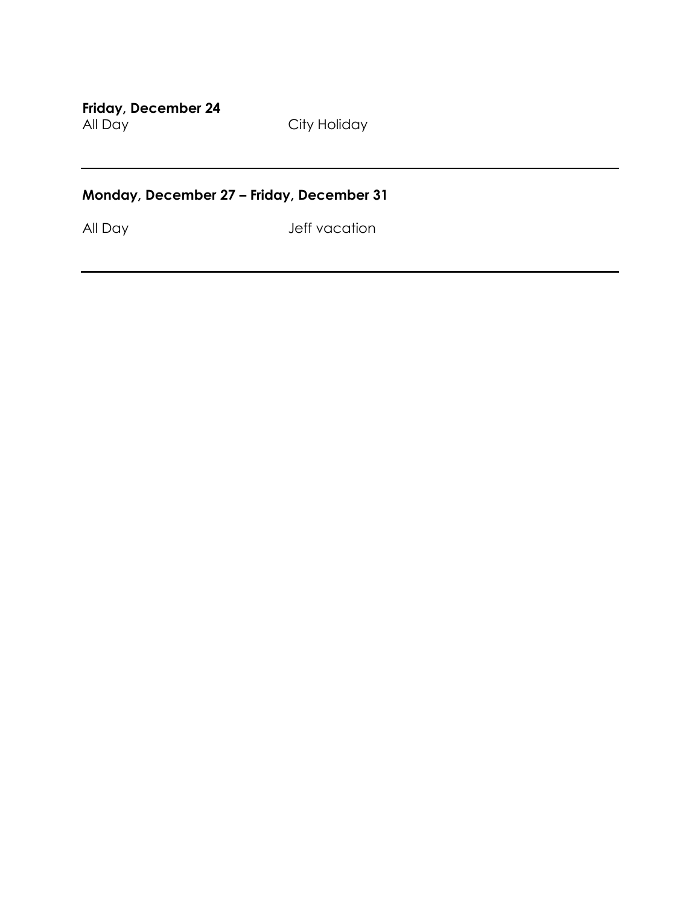**Friday, December 24**

All Day City Holiday

---

**Monday, December 27 – Friday, December 31**

All Day Jeff vacation

---